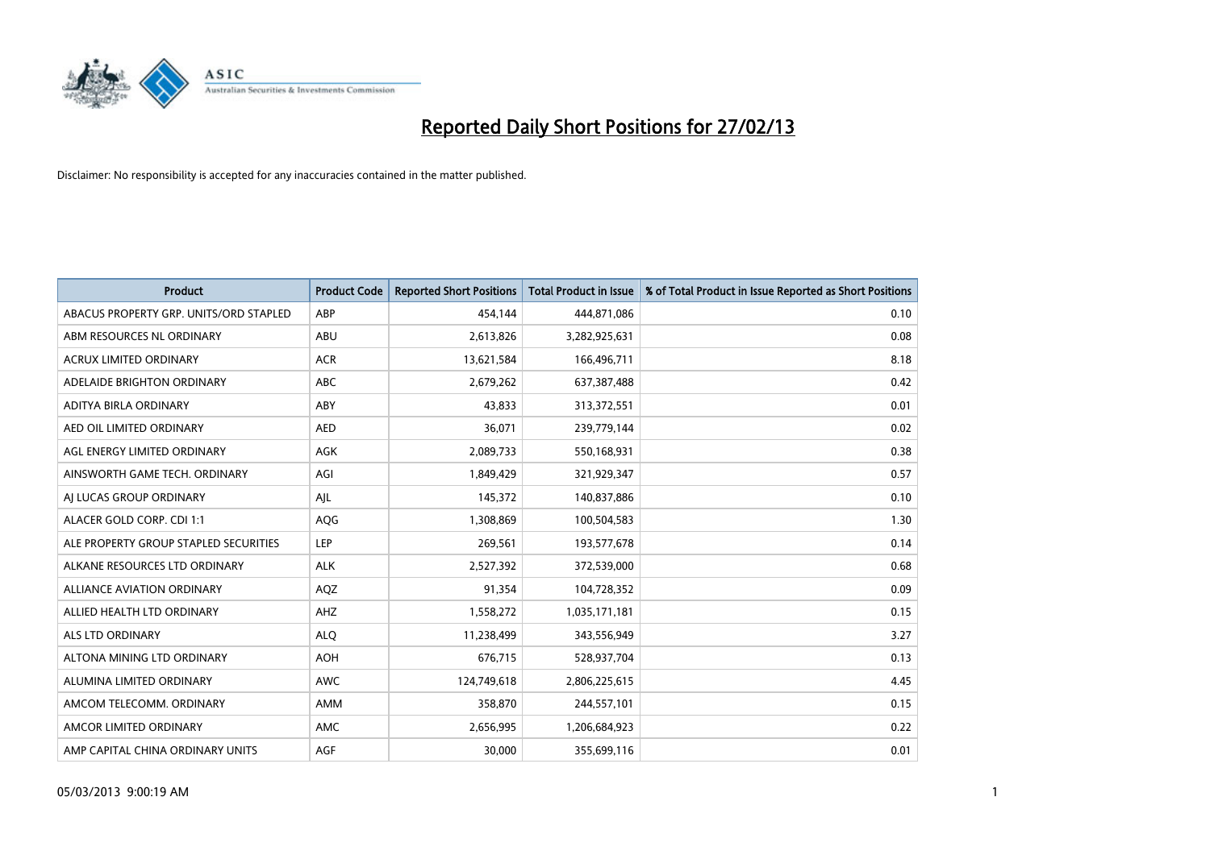# Reported Daily Short Positions for 27/02/13

Disclaimer: No responsibility is accepted for any inaccuracies contained in the matter published.

| Product | Product Code | Reported Short Positions | Total Product in Issue | % of Total Product in Issue Reported as Short Positions |
|---|---|---|---|---|
| ABACUS PROPERTY GRP. UNITS/ORD STAPLED | ABP | 454,144 | 444,871,086 | 0.10 |
| ABM RESOURCES NL ORDINARY | ABU | 2,613,826 | 3,282,925,631 | 0.08 |
| ACRUX LIMITED ORDINARY | ACR | 13,621,584 | 166,496,711 | 8.18 |
| ADELAIDE BRIGHTON ORDINARY | ABC | 2,679,262 | 637,387,488 | 0.42 |
| ADITYA BIRLA ORDINARY | ABY | 43,833 | 313,372,551 | 0.01 |
| AED OIL LIMITED ORDINARY | AED | 36,071 | 239,779,144 | 0.02 |
| AGL ENERGY LIMITED ORDINARY | AGK | 2,089,733 | 550,168,931 | 0.38 |
| AINSWORTH GAME TECH. ORDINARY | AGI | 1,849,429 | 321,929,347 | 0.57 |
| AJ LUCAS GROUP ORDINARY | AJL | 145,372 | 140,837,886 | 0.10 |
| ALACER GOLD CORP. CDI 1:1 | AQG | 1,308,869 | 100,504,583 | 1.30 |
| ALE PROPERTY GROUP STAPLED SECURITIES | LEP | 269,561 | 193,577,678 | 0.14 |
| ALKANE RESOURCES LTD ORDINARY | ALK | 2,527,392 | 372,539,000 | 0.68 |
| ALLIANCE AVIATION ORDINARY | AQZ | 91,354 | 104,728,352 | 0.09 |
| ALLIED HEALTH LTD ORDINARY | AHZ | 1,558,272 | 1,035,171,181 | 0.15 |
| ALS LTD ORDINARY | ALQ | 11,238,499 | 343,556,949 | 3.27 |
| ALTONA MINING LTD ORDINARY | AOH | 676,715 | 528,937,704 | 0.13 |
| ALUMINA LIMITED ORDINARY | AWC | 124,749,618 | 2,806,225,615 | 4.45 |
| AMCOM TELECOMM. ORDINARY | AMM | 358,870 | 244,557,101 | 0.15 |
| AMCOR LIMITED ORDINARY | AMC | 2,656,995 | 1,206,684,923 | 0.22 |
| AMP CAPITAL CHINA ORDINARY UNITS | AGF | 30,000 | 355,699,116 | 0.01 |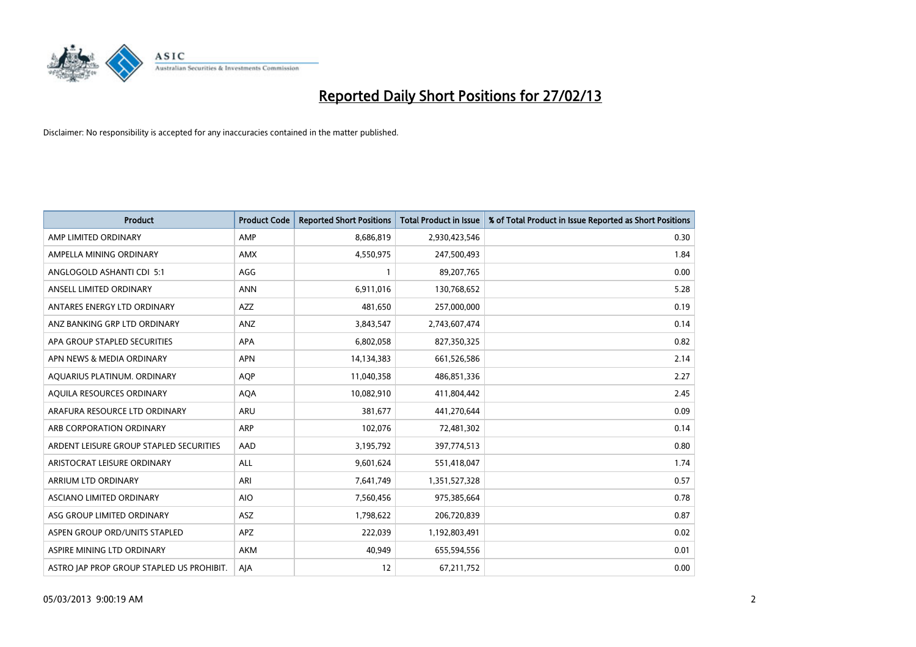# Reported Daily Short Positions for 27/02/13

Disclaimer: No responsibility is accepted for any inaccuracies contained in the matter published.

| Product | Product Code | Reported Short Positions | Total Product in Issue | % of Total Product in Issue Reported as Short Positions |
|---|---|---|---|---|
| AMP LIMITED ORDINARY | AMP | 8,686,819 | 2,930,423,546 | 0.30 |
| AMPELLA MINING ORDINARY | AMX | 4,550,975 | 247,500,493 | 1.84 |
| ANGLOGOLD ASHANTI CDI 5:1 | AGG | 1 | 89,207,765 | 0.00 |
| ANSELL LIMITED ORDINARY | ANN | 6,911,016 | 130,768,652 | 5.28 |
| ANTARES ENERGY LTD ORDINARY | AZZ | 481,650 | 257,000,000 | 0.19 |
| ANZ BANKING GRP LTD ORDINARY | ANZ | 3,843,547 | 2,743,607,474 | 0.14 |
| APA GROUP STAPLED SECURITIES | APA | 6,802,058 | 827,350,325 | 0.82 |
| APN NEWS & MEDIA ORDINARY | APN | 14,134,383 | 661,526,586 | 2.14 |
| AQUARIUS PLATINUM. ORDINARY | AQP | 11,040,358 | 486,851,336 | 2.27 |
| AQUILA RESOURCES ORDINARY | AQA | 10,082,910 | 411,804,442 | 2.45 |
| ARAFURA RESOURCE LTD ORDINARY | ARU | 381,677 | 441,270,644 | 0.09 |
| ARB CORPORATION ORDINARY | ARP | 102,076 | 72,481,302 | 0.14 |
| ARDENT LEISURE GROUP STAPLED SECURITIES | AAD | 3,195,792 | 397,774,513 | 0.80 |
| ARISTOCRAT LEISURE ORDINARY | ALL | 9,601,624 | 551,418,047 | 1.74 |
| ARRIUM LTD ORDINARY | ARI | 7,641,749 | 1,351,527,328 | 0.57 |
| ASCIANO LIMITED ORDINARY | AIO | 7,560,456 | 975,385,664 | 0.78 |
| ASG GROUP LIMITED ORDINARY | ASZ | 1,798,622 | 206,720,839 | 0.87 |
| ASPEN GROUP ORD/UNITS STAPLED | APZ | 222,039 | 1,192,803,491 | 0.02 |
| ASPIRE MINING LTD ORDINARY | AKM | 40,949 | 655,594,556 | 0.01 |
| ASTRO JAP PROP GROUP STAPLED US PROHIBIT. | AJA | 12 | 67,211,752 | 0.00 |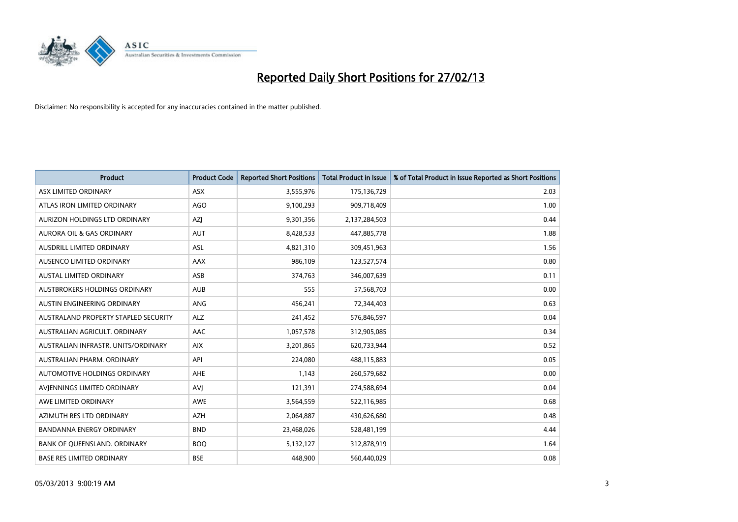# Reported Daily Short Positions for 27/02/13

Disclaimer: No responsibility is accepted for any inaccuracies contained in the matter published.

| Product | Product Code | Reported Short Positions | Total Product in Issue | % of Total Product in Issue Reported as Short Positions |
|---|---|---|---|---|
| ASX LIMITED ORDINARY | ASX | 3,555,976 | 175,136,729 | 2.03 |
| ATLAS IRON LIMITED ORDINARY | AGO | 9,100,293 | 909,718,409 | 1.00 |
| AURIZON HOLDINGS LTD ORDINARY | AZJ | 9,301,356 | 2,137,284,503 | 0.44 |
| AURORA OIL & GAS ORDINARY | AUT | 8,428,533 | 447,885,778 | 1.88 |
| AUSDRILL LIMITED ORDINARY | ASL | 4,821,310 | 309,451,963 | 1.56 |
| AUSENCO LIMITED ORDINARY | AAX | 986,109 | 123,527,574 | 0.80 |
| AUSTAL LIMITED ORDINARY | ASB | 374,763 | 346,007,639 | 0.11 |
| AUSTBROKERS HOLDINGS ORDINARY | AUB | 555 | 57,568,703 | 0.00 |
| AUSTIN ENGINEERING ORDINARY | ANG | 456,241 | 72,344,403 | 0.63 |
| AUSTRALAND PROPERTY STAPLED SECURITY | ALZ | 241,452 | 576,846,597 | 0.04 |
| AUSTRALIAN AGRICULT. ORDINARY | AAC | 1,057,578 | 312,905,085 | 0.34 |
| AUSTRALIAN INFRASTR. UNITS/ORDINARY | AIX | 3,201,865 | 620,733,944 | 0.52 |
| AUSTRALIAN PHARM. ORDINARY | API | 224,080 | 488,115,883 | 0.05 |
| AUTOMOTIVE HOLDINGS ORDINARY | AHE | 1,143 | 260,579,682 | 0.00 |
| AVJENNINGS LIMITED ORDINARY | AVJ | 121,391 | 274,588,694 | 0.04 |
| AWE LIMITED ORDINARY | AWE | 3,564,559 | 522,116,985 | 0.68 |
| AZIMUTH RES LTD ORDINARY | AZH | 2,064,887 | 430,626,680 | 0.48 |
| BANDANNA ENERGY ORDINARY | BND | 23,468,026 | 528,481,199 | 4.44 |
| BANK OF QUEENSLAND. ORDINARY | BOQ | 5,132,127 | 312,878,919 | 1.64 |
| BASE RES LIMITED ORDINARY | BSE | 448,900 | 560,440,029 | 0.08 |

05/03/2013 9:00:19 AM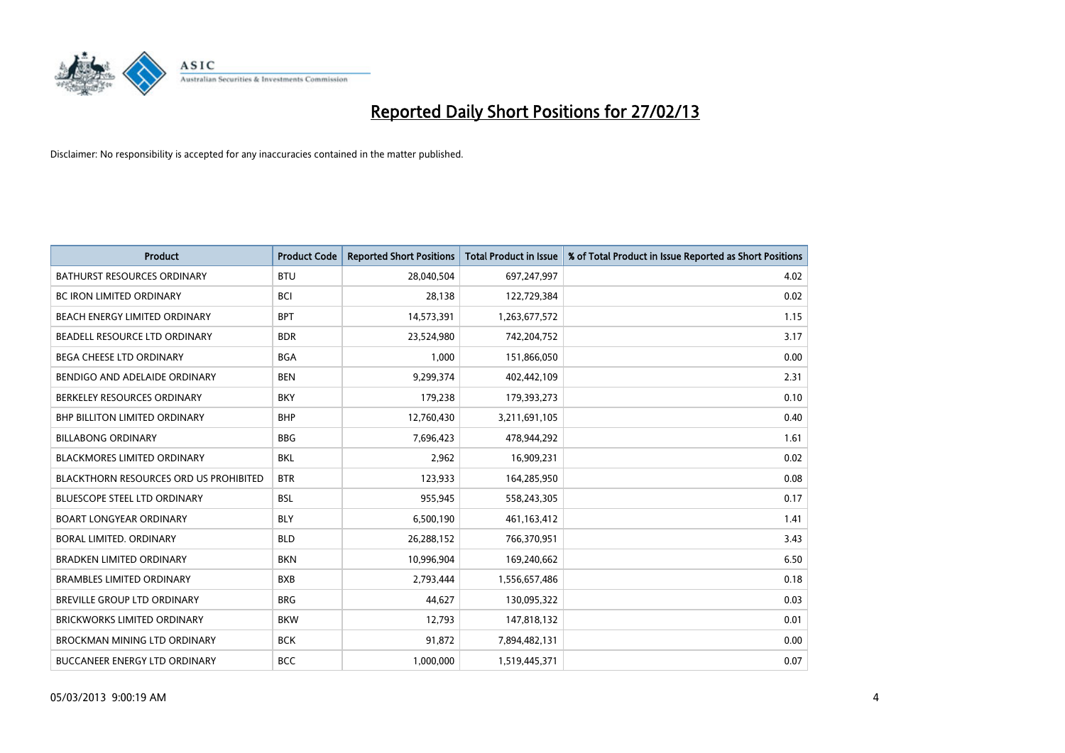# Reported Daily Short Positions for 27/02/13

Disclaimer: No responsibility is accepted for any inaccuracies contained in the matter published.

| Product | Product Code | Reported Short Positions | Total Product in Issue | % of Total Product in Issue Reported as Short Positions |
|---|---|---|---|---|
| BATHURST RESOURCES ORDINARY | BTU | 28,040,504 | 697,247,997 | 4.02 |
| BC IRON LIMITED ORDINARY | BCI | 28,138 | 122,729,384 | 0.02 |
| BEACH ENERGY LIMITED ORDINARY | BPT | 14,573,391 | 1,263,677,572 | 1.15 |
| BEADELL RESOURCE LTD ORDINARY | BDR | 23,524,980 | 742,204,752 | 3.17 |
| BEGA CHEESE LTD ORDINARY | BGA | 1,000 | 151,866,050 | 0.00 |
| BENDIGO AND ADELAIDE ORDINARY | BEN | 9,299,374 | 402,442,109 | 2.31 |
| BERKELEY RESOURCES ORDINARY | BKY | 179,238 | 179,393,273 | 0.10 |
| BHP BILLITON LIMITED ORDINARY | BHP | 12,760,430 | 3,211,691,105 | 0.40 |
| BILLABONG ORDINARY | BBG | 7,696,423 | 478,944,292 | 1.61 |
| BLACKMORES LIMITED ORDINARY | BKL | 2,962 | 16,909,231 | 0.02 |
| BLACKTHORN RESOURCES ORD US PROHIBITED | BTR | 123,933 | 164,285,950 | 0.08 |
| BLUESCOPE STEEL LTD ORDINARY | BSL | 955,945 | 558,243,305 | 0.17 |
| BOART LONGYEAR ORDINARY | BLY | 6,500,190 | 461,163,412 | 1.41 |
| BORAL LIMITED. ORDINARY | BLD | 26,288,152 | 766,370,951 | 3.43 |
| BRADKEN LIMITED ORDINARY | BKN | 10,996,904 | 169,240,662 | 6.50 |
| BRAMBLES LIMITED ORDINARY | BXB | 2,793,444 | 1,556,657,486 | 0.18 |
| BREVILLE GROUP LTD ORDINARY | BRG | 44,627 | 130,095,322 | 0.03 |
| BRICKWORKS LIMITED ORDINARY | BKW | 12,793 | 147,818,132 | 0.01 |
| BROCKMAN MINING LTD ORDINARY | BCK | 91,872 | 7,894,482,131 | 0.00 |
| BUCCANEER ENERGY LTD ORDINARY | BCC | 1,000,000 | 1,519,445,371 | 0.07 |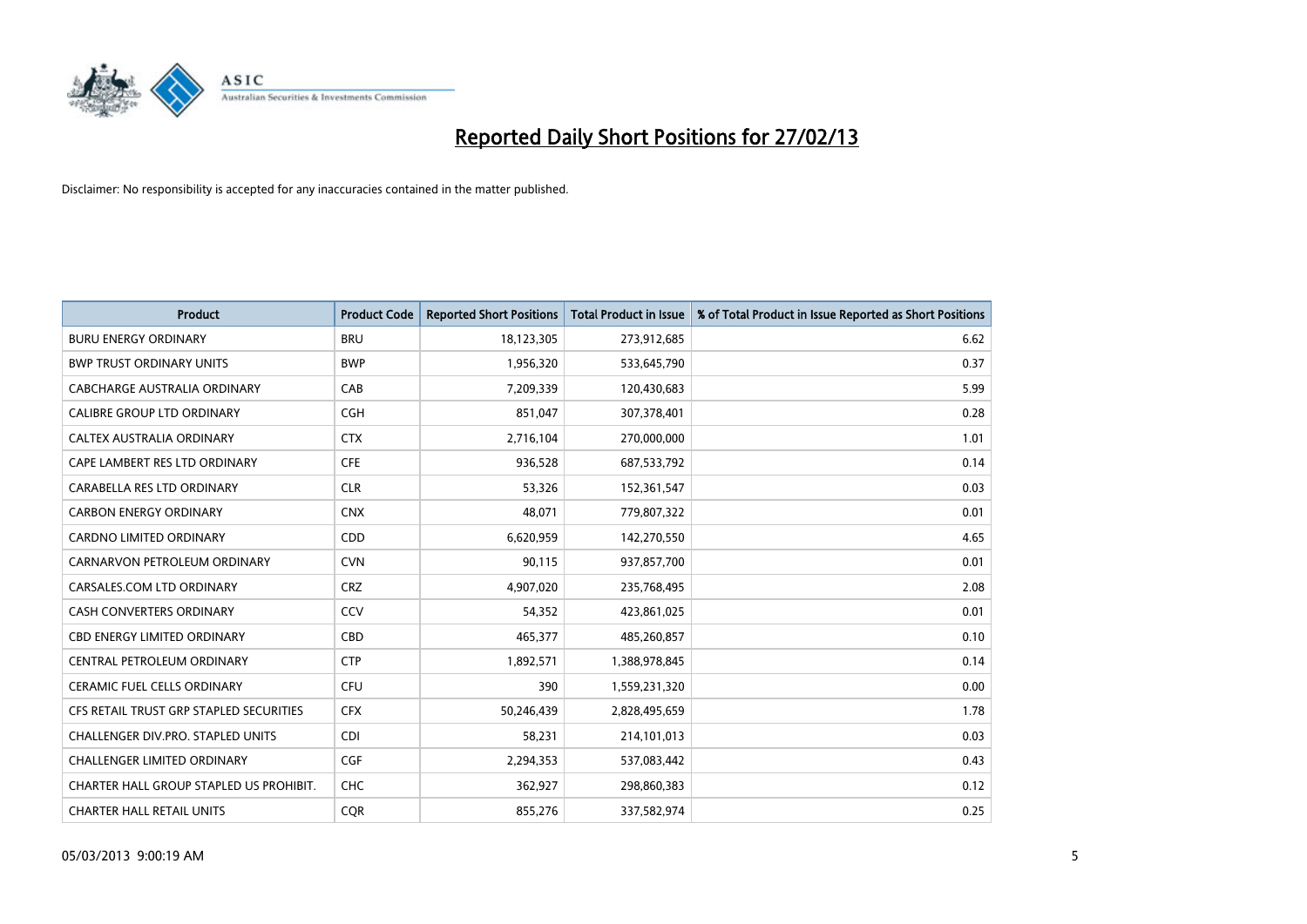# Reported Daily Short Positions for 27/02/13

Disclaimer: No responsibility is accepted for any inaccuracies contained in the matter published.

| Product | Product Code | Reported Short Positions | Total Product in Issue | % of Total Product in Issue Reported as Short Positions |
|---|---|---|---|---|
| BURU ENERGY ORDINARY | BRU | 18,123,305 | 273,912,685 | 6.62 |
| BWP TRUST ORDINARY UNITS | BWP | 1,956,320 | 533,645,790 | 0.37 |
| CABCHARGE AUSTRALIA ORDINARY | CAB | 7,209,339 | 120,430,683 | 5.99 |
| CALIBRE GROUP LTD ORDINARY | CGH | 851,047 | 307,378,401 | 0.28 |
| CALTEX AUSTRALIA ORDINARY | CTX | 2,716,104 | 270,000,000 | 1.01 |
| CAPE LAMBERT RES LTD ORDINARY | CFE | 936,528 | 687,533,792 | 0.14 |
| CARABELLA RES LTD ORDINARY | CLR | 53,326 | 152,361,547 | 0.03 |
| CARBON ENERGY ORDINARY | CNX | 48,071 | 779,807,322 | 0.01 |
| CARDNO LIMITED ORDINARY | CDD | 6,620,959 | 142,270,550 | 4.65 |
| CARNARVON PETROLEUM ORDINARY | CVN | 90,115 | 937,857,700 | 0.01 |
| CARSALES.COM LTD ORDINARY | CRZ | 4,907,020 | 235,768,495 | 2.08 |
| CASH CONVERTERS ORDINARY | CCV | 54,352 | 423,861,025 | 0.01 |
| CBD ENERGY LIMITED ORDINARY | CBD | 465,377 | 485,260,857 | 0.10 |
| CENTRAL PETROLEUM ORDINARY | CTP | 1,892,571 | 1,388,978,845 | 0.14 |
| CERAMIC FUEL CELLS ORDINARY | CFU | 390 | 1,559,231,320 | 0.00 |
| CFS RETAIL TRUST GRP STAPLED SECURITIES | CFX | 50,246,439 | 2,828,495,659 | 1.78 |
| CHALLENGER DIV.PRO. STAPLED UNITS | CDI | 58,231 | 214,101,013 | 0.03 |
| CHALLENGER LIMITED ORDINARY | CGF | 2,294,353 | 537,083,442 | 0.43 |
| CHARTER HALL GROUP STAPLED US PROHIBIT. | CHC | 362,927 | 298,860,383 | 0.12 |
| CHARTER HALL RETAIL UNITS | CQR | 855,276 | 337,582,974 | 0.25 |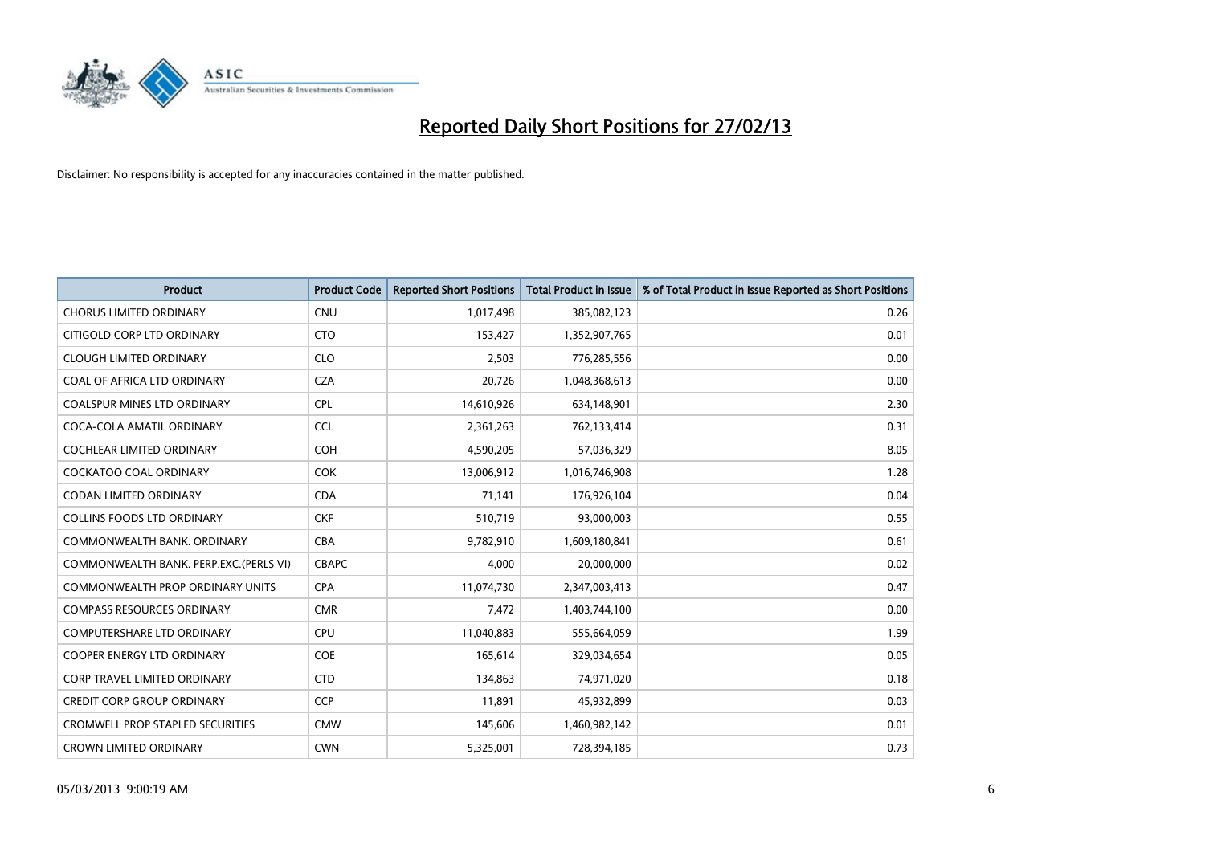# Reported Daily Short Positions for 27/02/13

Disclaimer: No responsibility is accepted for any inaccuracies contained in the matter published.

| Product | Product Code | Reported Short Positions | Total Product in Issue | % of Total Product in Issue Reported as Short Positions |
|---|---|---|---|---|
| CHORUS LIMITED ORDINARY | CNU | 1,017,498 | 385,082,123 | 0.26 |
| CITIGOLD CORP LTD ORDINARY | CTO | 153,427 | 1,352,907,765 | 0.01 |
| CLOUGH LIMITED ORDINARY | CLO | 2,503 | 776,285,556 | 0.00 |
| COAL OF AFRICA LTD ORDINARY | CZA | 20,726 | 1,048,368,613 | 0.00 |
| COALSPUR MINES LTD ORDINARY | CPL | 14,610,926 | 634,148,901 | 2.30 |
| COCA-COLA AMATIL ORDINARY | CCL | 2,361,263 | 762,133,414 | 0.31 |
| COCHLEAR LIMITED ORDINARY | COH | 4,590,205 | 57,036,329 | 8.05 |
| COCKATOO COAL ORDINARY | COK | 13,006,912 | 1,016,746,908 | 1.28 |
| CODAN LIMITED ORDINARY | CDA | 71,141 | 176,926,104 | 0.04 |
| COLLINS FOODS LTD ORDINARY | CKF | 510,719 | 93,000,003 | 0.55 |
| COMMONWEALTH BANK. ORDINARY | CBA | 9,782,910 | 1,609,180,841 | 0.61 |
| COMMONWEALTH BANK. PERP.EXC.(PERLS VI) | CBAPC | 4,000 | 20,000,000 | 0.02 |
| COMMONWEALTH PROP ORDINARY UNITS | CPA | 11,074,730 | 2,347,003,413 | 0.47 |
| COMPASS RESOURCES ORDINARY | CMR | 7,472 | 1,403,744,100 | 0.00 |
| COMPUTERSHARE LTD ORDINARY | CPU | 11,040,883 | 555,664,059 | 1.99 |
| COOPER ENERGY LTD ORDINARY | COE | 165,614 | 329,034,654 | 0.05 |
| CORP TRAVEL LIMITED ORDINARY | CTD | 134,863 | 74,971,020 | 0.18 |
| CREDIT CORP GROUP ORDINARY | CCP | 11,891 | 45,932,899 | 0.03 |
| CROMWELL PROP STAPLED SECURITIES | CMW | 145,606 | 1,460,982,142 | 0.01 |
| CROWN LIMITED ORDINARY | CWN | 5,325,001 | 728,394,185 | 0.73 |

05/03/2013 9:00:19 AM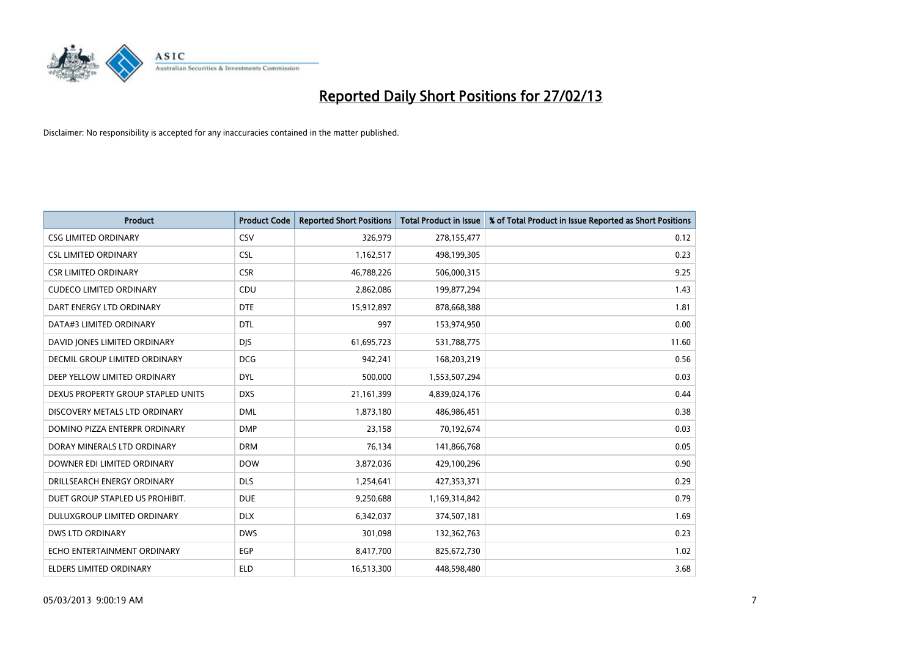# Reported Daily Short Positions for 27/02/13

Disclaimer: No responsibility is accepted for any inaccuracies contained in the matter published.

| Product | Product Code | Reported Short Positions | Total Product in Issue | % of Total Product in Issue Reported as Short Positions |
|---|---|---|---|---|
| CSG LIMITED ORDINARY | CSV | 326,979 | 278,155,477 | 0.12 |
| CSL LIMITED ORDINARY | CSL | 1,162,517 | 498,199,305 | 0.23 |
| CSR LIMITED ORDINARY | CSR | 46,788,226 | 506,000,315 | 9.25 |
| CUDECO LIMITED ORDINARY | CDU | 2,862,086 | 199,877,294 | 1.43 |
| DART ENERGY LTD ORDINARY | DTE | 15,912,897 | 878,668,388 | 1.81 |
| DATA#3 LIMITED ORDINARY | DTL | 997 | 153,974,950 | 0.00 |
| DAVID JONES LIMITED ORDINARY | DJS | 61,695,723 | 531,788,775 | 11.60 |
| DECMIL GROUP LIMITED ORDINARY | DCG | 942,241 | 168,203,219 | 0.56 |
| DEEP YELLOW LIMITED ORDINARY | DYL | 500,000 | 1,553,507,294 | 0.03 |
| DEXUS PROPERTY GROUP STAPLED UNITS | DXS | 21,161,399 | 4,839,024,176 | 0.44 |
| DISCOVERY METALS LTD ORDINARY | DML | 1,873,180 | 486,986,451 | 0.38 |
| DOMINO PIZZA ENTERPR ORDINARY | DMP | 23,158 | 70,192,674 | 0.03 |
| DORAY MINERALS LTD ORDINARY | DRM | 76,134 | 141,866,768 | 0.05 |
| DOWNER EDI LIMITED ORDINARY | DOW | 3,872,036 | 429,100,296 | 0.90 |
| DRILLSEARCH ENERGY ORDINARY | DLS | 1,254,641 | 427,353,371 | 0.29 |
| DUET GROUP STAPLED US PROHIBIT. | DUE | 9,250,688 | 1,169,314,842 | 0.79 |
| DULUXGROUP LIMITED ORDINARY | DLX | 6,342,037 | 374,507,181 | 1.69 |
| DWS LTD ORDINARY | DWS | 301,098 | 132,362,763 | 0.23 |
| ECHO ENTERTAINMENT ORDINARY | EGP | 8,417,700 | 825,672,730 | 1.02 |
| ELDERS LIMITED ORDINARY | ELD | 16,513,300 | 448,598,480 | 3.68 |

05/03/2013 9:00:19 AM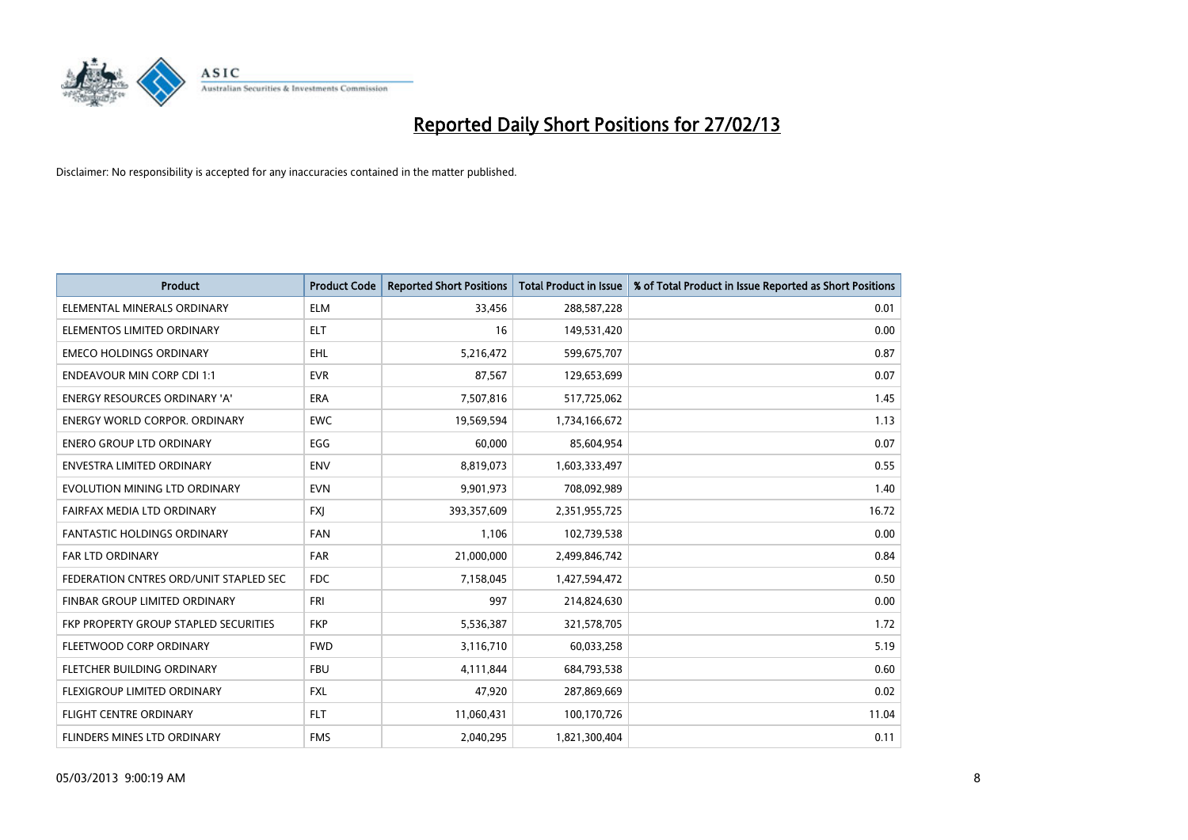# Reported Daily Short Positions for 27/02/13

Disclaimer: No responsibility is accepted for any inaccuracies contained in the matter published.

| Product | Product Code | Reported Short Positions | Total Product in Issue | % of Total Product in Issue Reported as Short Positions |
|---|---|---|---|---|
| ELEMENTAL MINERALS ORDINARY | ELM | 33,456 | 288,587,228 | 0.01 |
| ELEMENTOS LIMITED ORDINARY | ELT | 16 | 149,531,420 | 0.00 |
| EMECO HOLDINGS ORDINARY | EHL | 5,216,472 | 599,675,707 | 0.87 |
| ENDEAVOUR MIN CORP CDI 1:1 | EVR | 87,567 | 129,653,699 | 0.07 |
| ENERGY RESOURCES ORDINARY 'A' | ERA | 7,507,816 | 517,725,062 | 1.45 |
| ENERGY WORLD CORPOR. ORDINARY | EWC | 19,569,594 | 1,734,166,672 | 1.13 |
| ENERO GROUP LTD ORDINARY | EGG | 60,000 | 85,604,954 | 0.07 |
| ENVESTRA LIMITED ORDINARY | ENV | 8,819,073 | 1,603,333,497 | 0.55 |
| EVOLUTION MINING LTD ORDINARY | EVN | 9,901,973 | 708,092,989 | 1.40 |
| FAIRFAX MEDIA LTD ORDINARY | FXJ | 393,357,609 | 2,351,955,725 | 16.72 |
| FANTASTIC HOLDINGS ORDINARY | FAN | 1,106 | 102,739,538 | 0.00 |
| FAR LTD ORDINARY | FAR | 21,000,000 | 2,499,846,742 | 0.84 |
| FEDERATION CNTRES ORD/UNIT STAPLED SEC | FDC | 7,158,045 | 1,427,594,472 | 0.50 |
| FINBAR GROUP LIMITED ORDINARY | FRI | 997 | 214,824,630 | 0.00 |
| FKP PROPERTY GROUP STAPLED SECURITIES | FKP | 5,536,387 | 321,578,705 | 1.72 |
| FLEETWOOD CORP ORDINARY | FWD | 3,116,710 | 60,033,258 | 5.19 |
| FLETCHER BUILDING ORDINARY | FBU | 4,111,844 | 684,793,538 | 0.60 |
| FLEXIGROUP LIMITED ORDINARY | FXL | 47,920 | 287,869,669 | 0.02 |
| FLIGHT CENTRE ORDINARY | FLT | 11,060,431 | 100,170,726 | 11.04 |
| FLINDERS MINES LTD ORDINARY | FMS | 2,040,295 | 1,821,300,404 | 0.11 |

05/03/2013 9:00:19 AM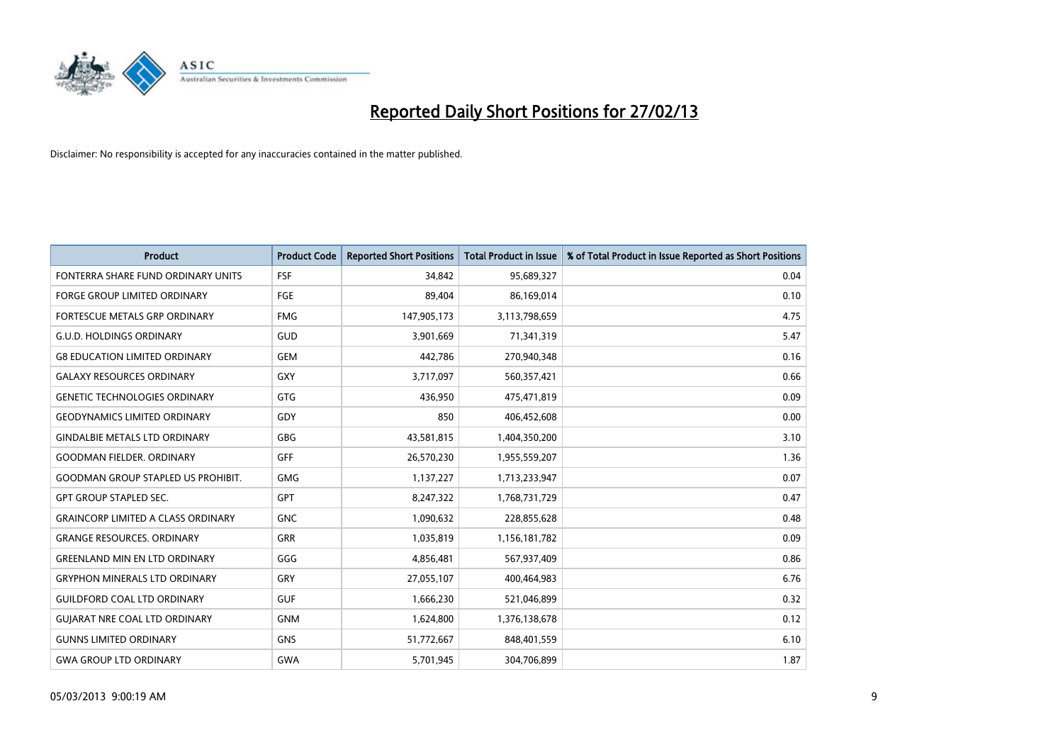# Reported Daily Short Positions for 27/02/13

Disclaimer: No responsibility is accepted for any inaccuracies contained in the matter published.

| Product | Product Code | Reported Short Positions | Total Product in Issue | % of Total Product in Issue Reported as Short Positions |
|---|---|---|---|---|
| FONTERRA SHARE FUND ORDINARY UNITS | FSF | 34,842 | 95,689,327 | 0.04 |
| FORGE GROUP LIMITED ORDINARY | FGE | 89,404 | 86,169,014 | 0.10 |
| FORTESCUE METALS GRP ORDINARY | FMG | 147,905,173 | 3,113,798,659 | 4.75 |
| G.U.D. HOLDINGS ORDINARY | GUD | 3,901,669 | 71,341,319 | 5.47 |
| G8 EDUCATION LIMITED ORDINARY | GEM | 442,786 | 270,940,348 | 0.16 |
| GALAXY RESOURCES ORDINARY | GXY | 3,717,097 | 560,357,421 | 0.66 |
| GENETIC TECHNOLOGIES ORDINARY | GTG | 436,950 | 475,471,819 | 0.09 |
| GEODYNAMICS LIMITED ORDINARY | GDY | 850 | 406,452,608 | 0.00 |
| GINDALBIE METALS LTD ORDINARY | GBG | 43,581,815 | 1,404,350,200 | 3.10 |
| GOODMAN FIELDER. ORDINARY | GFF | 26,570,230 | 1,955,559,207 | 1.36 |
| GOODMAN GROUP STAPLED US PROHIBIT. | GMG | 1,137,227 | 1,713,233,947 | 0.07 |
| GPT GROUP STAPLED SEC. | GPT | 8,247,322 | 1,768,731,729 | 0.47 |
| GRAINCORP LIMITED A CLASS ORDINARY | GNC | 1,090,632 | 228,855,628 | 0.48 |
| GRANGE RESOURCES. ORDINARY | GRR | 1,035,819 | 1,156,181,782 | 0.09 |
| GREENLAND MIN EN LTD ORDINARY | GGG | 4,856,481 | 567,937,409 | 0.86 |
| GRYPHON MINERALS LTD ORDINARY | GRY | 27,055,107 | 400,464,983 | 6.76 |
| GUILDFORD COAL LTD ORDINARY | GUF | 1,666,230 | 521,046,899 | 0.32 |
| GUJARAT NRE COAL LTD ORDINARY | GNM | 1,624,800 | 1,376,138,678 | 0.12 |
| GUNNS LIMITED ORDINARY | GNS | 51,772,667 | 848,401,559 | 6.10 |
| GWA GROUP LTD ORDINARY | GWA | 5,701,945 | 304,706,899 | 1.87 |

05/03/2013 9:00:19 AM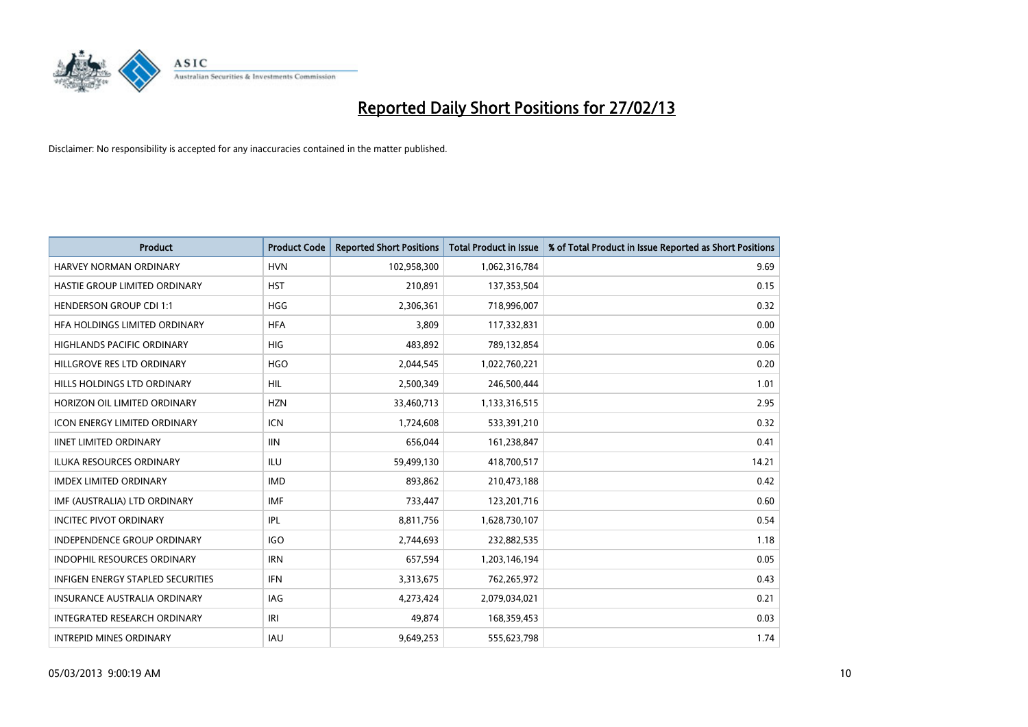# Reported Daily Short Positions for 27/02/13

Disclaimer: No responsibility is accepted for any inaccuracies contained in the matter published.

| Product | Product Code | Reported Short Positions | Total Product in Issue | % of Total Product in Issue Reported as Short Positions |
|---|---|---|---|---|
| HARVEY NORMAN ORDINARY | HVN | 102,958,300 | 1,062,316,784 | 9.69 |
| HASTIE GROUP LIMITED ORDINARY | HST | 210,891 | 137,353,504 | 0.15 |
| HENDERSON GROUP CDI 1:1 | HGG | 2,306,361 | 718,996,007 | 0.32 |
| HFA HOLDINGS LIMITED ORDINARY | HFA | 3,809 | 117,332,831 | 0.00 |
| HIGHLANDS PACIFIC ORDINARY | HIG | 483,892 | 789,132,854 | 0.06 |
| HILLGROVE RES LTD ORDINARY | HGO | 2,044,545 | 1,022,760,221 | 0.20 |
| HILLS HOLDINGS LTD ORDINARY | HIL | 2,500,349 | 246,500,444 | 1.01 |
| HORIZON OIL LIMITED ORDINARY | HZN | 33,460,713 | 1,133,316,515 | 2.95 |
| ICON ENERGY LIMITED ORDINARY | ICN | 1,724,608 | 533,391,210 | 0.32 |
| IINET LIMITED ORDINARY | IIN | 656,044 | 161,238,847 | 0.41 |
| ILUKA RESOURCES ORDINARY | ILU | 59,499,130 | 418,700,517 | 14.21 |
| IMDEX LIMITED ORDINARY | IMD | 893,862 | 210,473,188 | 0.42 |
| IMF (AUSTRALIA) LTD ORDINARY | IMF | 733,447 | 123,201,716 | 0.60 |
| INCITEC PIVOT ORDINARY | IPL | 8,811,756 | 1,628,730,107 | 0.54 |
| INDEPENDENCE GROUP ORDINARY | IGO | 2,744,693 | 232,882,535 | 1.18 |
| INDOPHIL RESOURCES ORDINARY | IRN | 657,594 | 1,203,146,194 | 0.05 |
| INFIGEN ENERGY STAPLED SECURITIES | IFN | 3,313,675 | 762,265,972 | 0.43 |
| INSURANCE AUSTRALIA ORDINARY | IAG | 4,273,424 | 2,079,034,021 | 0.21 |
| INTEGRATED RESEARCH ORDINARY | IRI | 49,874 | 168,359,453 | 0.03 |
| INTREPID MINES ORDINARY | IAU | 9,649,253 | 555,623,798 | 1.74 |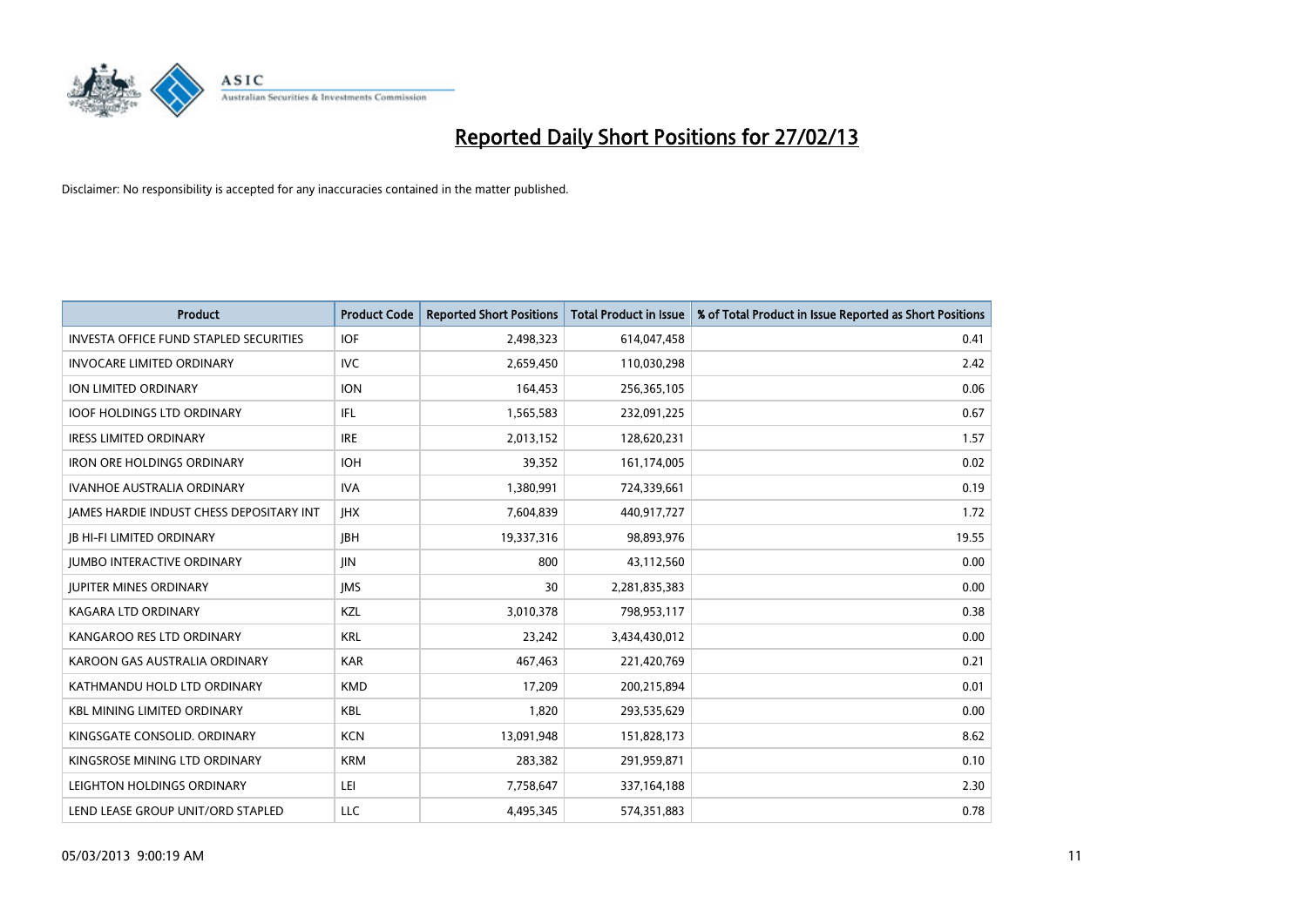# Reported Daily Short Positions for 27/02/13

Disclaimer: No responsibility is accepted for any inaccuracies contained in the matter published.

| Product | Product Code | Reported Short Positions | Total Product in Issue | % of Total Product in Issue Reported as Short Positions |
|---|---|---|---|---|
| INVESTA OFFICE FUND STAPLED SECURITIES | IOF | 2,498,323 | 614,047,458 | 0.41 |
| INVOCARE LIMITED ORDINARY | IVC | 2,659,450 | 110,030,298 | 2.42 |
| ION LIMITED ORDINARY | ION | 164,453 | 256,365,105 | 0.06 |
| IOOF HOLDINGS LTD ORDINARY | IFL | 1,565,583 | 232,091,225 | 0.67 |
| IRESS LIMITED ORDINARY | IRE | 2,013,152 | 128,620,231 | 1.57 |
| IRON ORE HOLDINGS ORDINARY | IOH | 39,352 | 161,174,005 | 0.02 |
| IVANHOE AUSTRALIA ORDINARY | IVA | 1,380,991 | 724,339,661 | 0.19 |
| JAMES HARDIE INDUST CHESS DEPOSITARY INT | JHX | 7,604,839 | 440,917,727 | 1.72 |
| JB HI-FI LIMITED ORDINARY | JBH | 19,337,316 | 98,893,976 | 19.55 |
| JUMBO INTERACTIVE ORDINARY | JIN | 800 | 43,112,560 | 0.00 |
| JUPITER MINES ORDINARY | JMS | 30 | 2,281,835,383 | 0.00 |
| KAGARA LTD ORDINARY | KZL | 3,010,378 | 798,953,117 | 0.38 |
| KANGAROO RES LTD ORDINARY | KRL | 23,242 | 3,434,430,012 | 0.00 |
| KAROON GAS AUSTRALIA ORDINARY | KAR | 467,463 | 221,420,769 | 0.21 |
| KATHMANDU HOLD LTD ORDINARY | KMD | 17,209 | 200,215,894 | 0.01 |
| KBL MINING LIMITED ORDINARY | KBL | 1,820 | 293,535,629 | 0.00 |
| KINGSGATE CONSOLID. ORDINARY | KCN | 13,091,948 | 151,828,173 | 8.62 |
| KINGSROSE MINING LTD ORDINARY | KRM | 283,382 | 291,959,871 | 0.10 |
| LEIGHTON HOLDINGS ORDINARY | LEI | 7,758,647 | 337,164,188 | 2.30 |
| LEND LEASE GROUP UNIT/ORD STAPLED | LLC | 4,495,345 | 574,351,883 | 0.78 |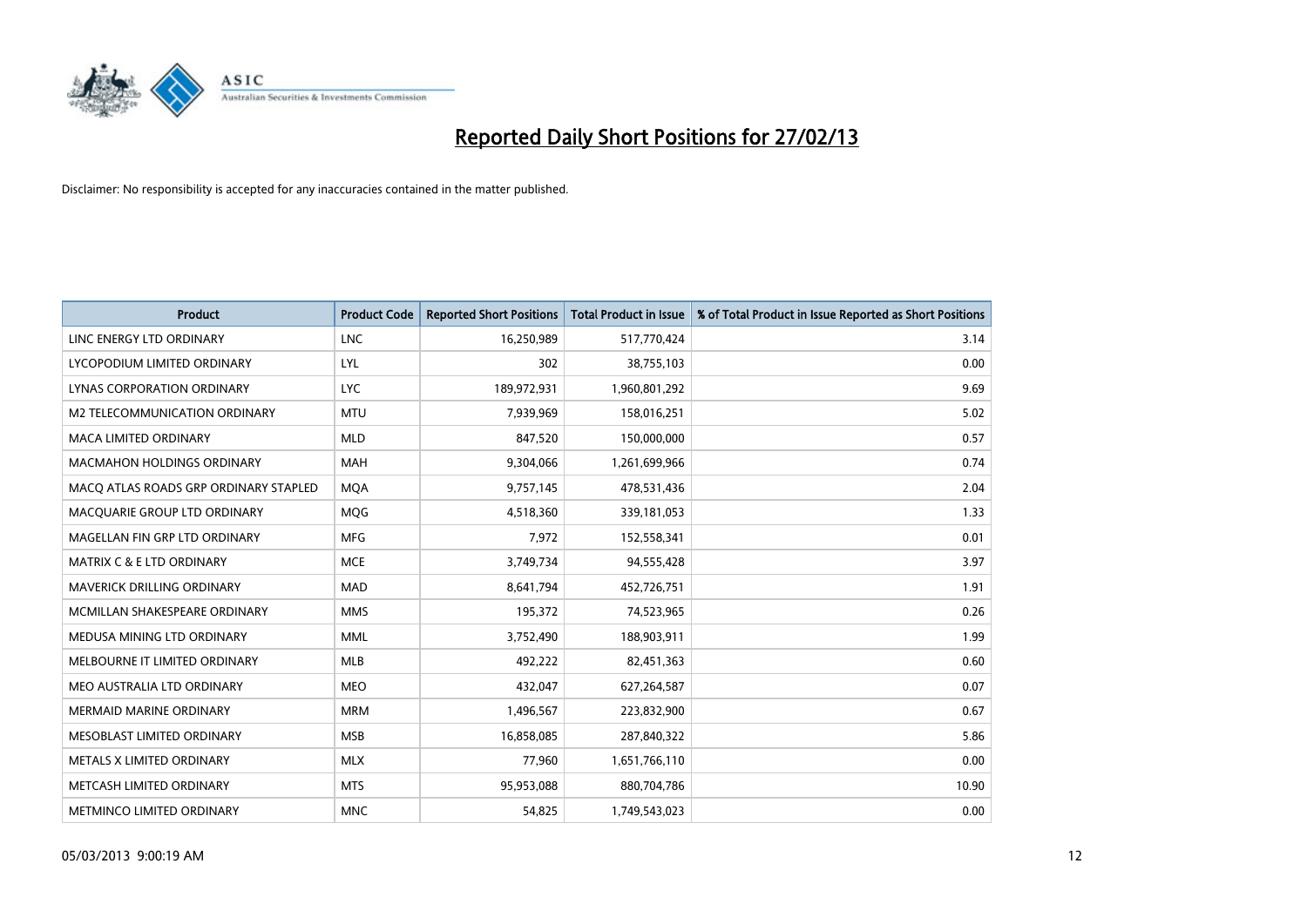# Reported Daily Short Positions for 27/02/13

Disclaimer: No responsibility is accepted for any inaccuracies contained in the matter published.

| Product | Product Code | Reported Short Positions | Total Product in Issue | % of Total Product in Issue Reported as Short Positions |
|---|---|---|---|---|
| LINC ENERGY LTD ORDINARY | LNC | 16,250,989 | 517,770,424 | 3.14 |
| LYCOPODIUM LIMITED ORDINARY | LYL | 302 | 38,755,103 | 0.00 |
| LYNAS CORPORATION ORDINARY | LYC | 189,972,931 | 1,960,801,292 | 9.69 |
| M2 TELECOMMUNICATION ORDINARY | MTU | 7,939,969 | 158,016,251 | 5.02 |
| MACA LIMITED ORDINARY | MLD | 847,520 | 150,000,000 | 0.57 |
| MACMAHON HOLDINGS ORDINARY | MAH | 9,304,066 | 1,261,699,966 | 0.74 |
| MACQ ATLAS ROADS GRP ORDINARY STAPLED | MQA | 9,757,145 | 478,531,436 | 2.04 |
| MACQUARIE GROUP LTD ORDINARY | MQG | 4,518,360 | 339,181,053 | 1.33 |
| MAGELLAN FIN GRP LTD ORDINARY | MFG | 7,972 | 152,558,341 | 0.01 |
| MATRIX C & E LTD ORDINARY | MCE | 3,749,734 | 94,555,428 | 3.97 |
| MAVERICK DRILLING ORDINARY | MAD | 8,641,794 | 452,726,751 | 1.91 |
| MCMILLAN SHAKESPEARE ORDINARY | MMS | 195,372 | 74,523,965 | 0.26 |
| MEDUSA MINING LTD ORDINARY | MML | 3,752,490 | 188,903,911 | 1.99 |
| MELBOURNE IT LIMITED ORDINARY | MLB | 492,222 | 82,451,363 | 0.60 |
| MEO AUSTRALIA LTD ORDINARY | MEO | 432,047 | 627,264,587 | 0.07 |
| MERMAID MARINE ORDINARY | MRM | 1,496,567 | 223,832,900 | 0.67 |
| MESOBLAST LIMITED ORDINARY | MSB | 16,858,085 | 287,840,322 | 5.86 |
| METALS X LIMITED ORDINARY | MLX | 77,960 | 1,651,766,110 | 0.00 |
| METCASH LIMITED ORDINARY | MTS | 95,953,088 | 880,704,786 | 10.90 |
| METMINCO LIMITED ORDINARY | MNC | 54,825 | 1,749,543,023 | 0.00 |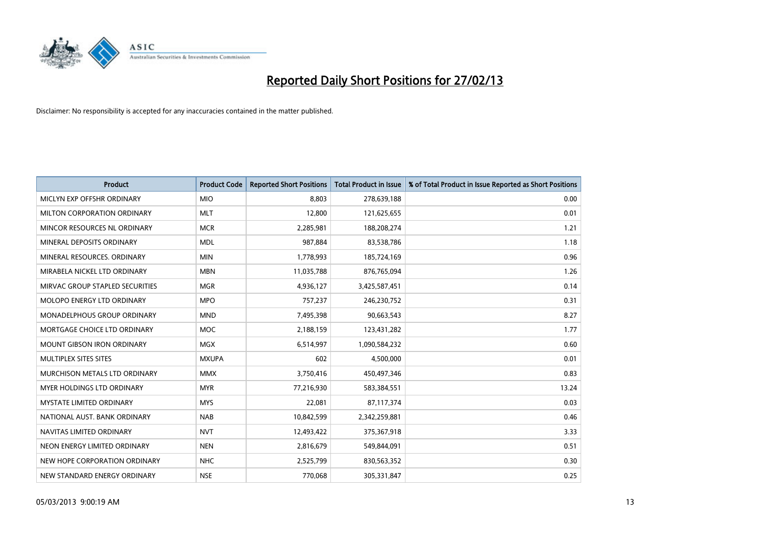# Reported Daily Short Positions for 27/02/13

Disclaimer: No responsibility is accepted for any inaccuracies contained in the matter published.

| Product | Product Code | Reported Short Positions | Total Product in Issue | % of Total Product in Issue Reported as Short Positions |
|---|---|---|---|---|
| MICLYN EXP OFFSHR ORDINARY | MIO | 8,803 | 278,639,188 | 0.00 |
| MILTON CORPORATION ORDINARY | MLT | 12,800 | 121,625,655 | 0.01 |
| MINCOR RESOURCES NL ORDINARY | MCR | 2,285,981 | 188,208,274 | 1.21 |
| MINERAL DEPOSITS ORDINARY | MDL | 987,884 | 83,538,786 | 1.18 |
| MINERAL RESOURCES. ORDINARY | MIN | 1,778,993 | 185,724,169 | 0.96 |
| MIRABELA NICKEL LTD ORDINARY | MBN | 11,035,788 | 876,765,094 | 1.26 |
| MIRVAC GROUP STAPLED SECURITIES | MGR | 4,936,127 | 3,425,587,451 | 0.14 |
| MOLOPO ENERGY LTD ORDINARY | MPO | 757,237 | 246,230,752 | 0.31 |
| MONADELPHOUS GROUP ORDINARY | MND | 7,495,398 | 90,663,543 | 8.27 |
| MORTGAGE CHOICE LTD ORDINARY | MOC | 2,188,159 | 123,431,282 | 1.77 |
| MOUNT GIBSON IRON ORDINARY | MGX | 6,514,997 | 1,090,584,232 | 0.60 |
| MULTIPLEX SITES SITES | MXUPA | 602 | 4,500,000 | 0.01 |
| MURCHISON METALS LTD ORDINARY | MMX | 3,750,416 | 450,497,346 | 0.83 |
| MYER HOLDINGS LTD ORDINARY | MYR | 77,216,930 | 583,384,551 | 13.24 |
| MYSTATE LIMITED ORDINARY | MYS | 22,081 | 87,117,374 | 0.03 |
| NATIONAL AUST. BANK ORDINARY | NAB | 10,842,599 | 2,342,259,881 | 0.46 |
| NAVITAS LIMITED ORDINARY | NVT | 12,493,422 | 375,367,918 | 3.33 |
| NEON ENERGY LIMITED ORDINARY | NEN | 2,816,679 | 549,844,091 | 0.51 |
| NEW HOPE CORPORATION ORDINARY | NHC | 2,525,799 | 830,563,352 | 0.30 |
| NEW STANDARD ENERGY ORDINARY | NSE | 770,068 | 305,331,847 | 0.25 |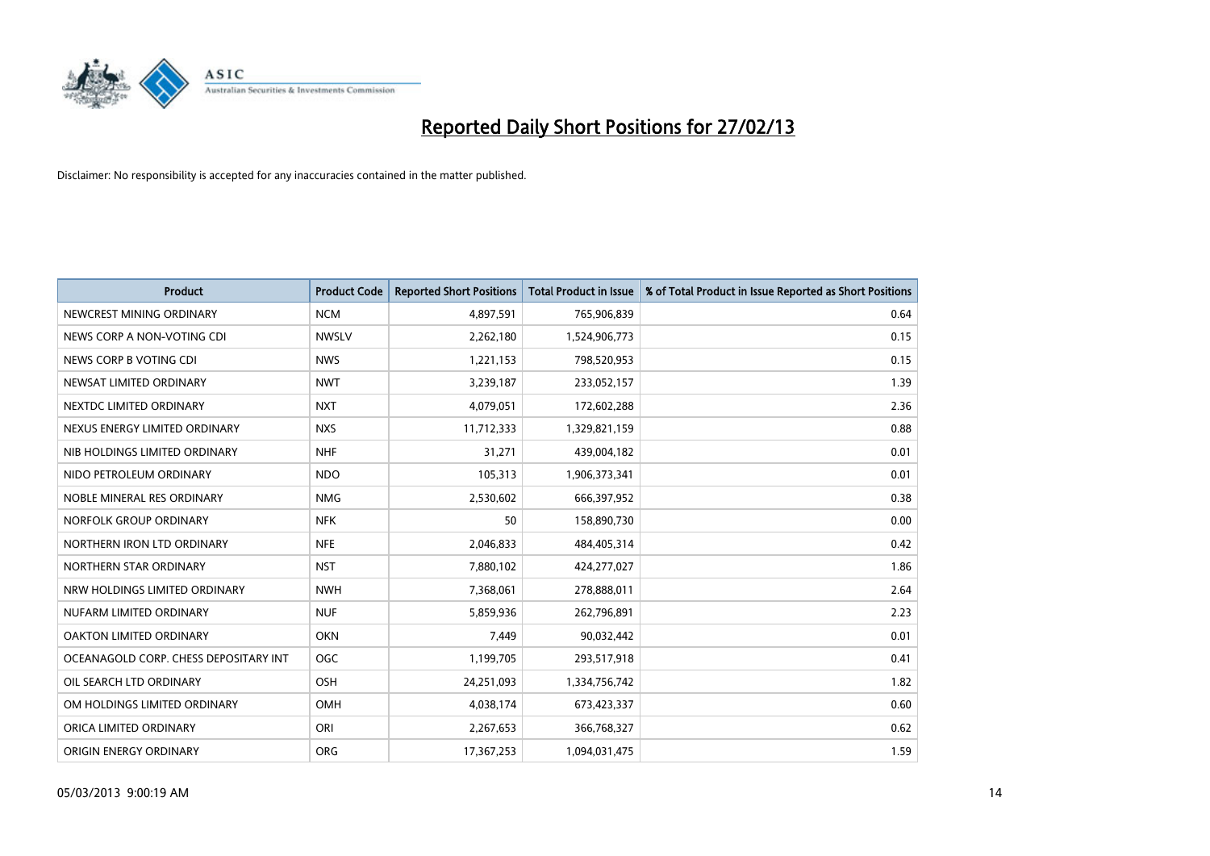# Reported Daily Short Positions for 27/02/13

Disclaimer: No responsibility is accepted for any inaccuracies contained in the matter published.

| Product | Product Code | Reported Short Positions | Total Product in Issue | % of Total Product in Issue Reported as Short Positions |
|---|---|---|---|---|
| NEWCREST MINING ORDINARY | NCM | 4,897,591 | 765,906,839 | 0.64 |
| NEWS CORP A NON-VOTING CDI | NWSLV | 2,262,180 | 1,524,906,773 | 0.15 |
| NEWS CORP B VOTING CDI | NWS | 1,221,153 | 798,520,953 | 0.15 |
| NEWSAT LIMITED ORDINARY | NWT | 3,239,187 | 233,052,157 | 1.39 |
| NEXTDC LIMITED ORDINARY | NXT | 4,079,051 | 172,602,288 | 2.36 |
| NEXUS ENERGY LIMITED ORDINARY | NXS | 11,712,333 | 1,329,821,159 | 0.88 |
| NIB HOLDINGS LIMITED ORDINARY | NHF | 31,271 | 439,004,182 | 0.01 |
| NIDO PETROLEUM ORDINARY | NDO | 105,313 | 1,906,373,341 | 0.01 |
| NOBLE MINERAL RES ORDINARY | NMG | 2,530,602 | 666,397,952 | 0.38 |
| NORFOLK GROUP ORDINARY | NFK | 50 | 158,890,730 | 0.00 |
| NORTHERN IRON LTD ORDINARY | NFE | 2,046,833 | 484,405,314 | 0.42 |
| NORTHERN STAR ORDINARY | NST | 7,880,102 | 424,277,027 | 1.86 |
| NRW HOLDINGS LIMITED ORDINARY | NWH | 7,368,061 | 278,888,011 | 2.64 |
| NUFARM LIMITED ORDINARY | NUF | 5,859,936 | 262,796,891 | 2.23 |
| OAKTON LIMITED ORDINARY | OKN | 7,449 | 90,032,442 | 0.01 |
| OCEANAGOLD CORP. CHESS DEPOSITARY INT | OGC | 1,199,705 | 293,517,918 | 0.41 |
| OIL SEARCH LTD ORDINARY | OSH | 24,251,093 | 1,334,756,742 | 1.82 |
| OM HOLDINGS LIMITED ORDINARY | OMH | 4,038,174 | 673,423,337 | 0.60 |
| ORICA LIMITED ORDINARY | ORI | 2,267,653 | 366,768,327 | 0.62 |
| ORIGIN ENERGY ORDINARY | ORG | 17,367,253 | 1,094,031,475 | 1.59 |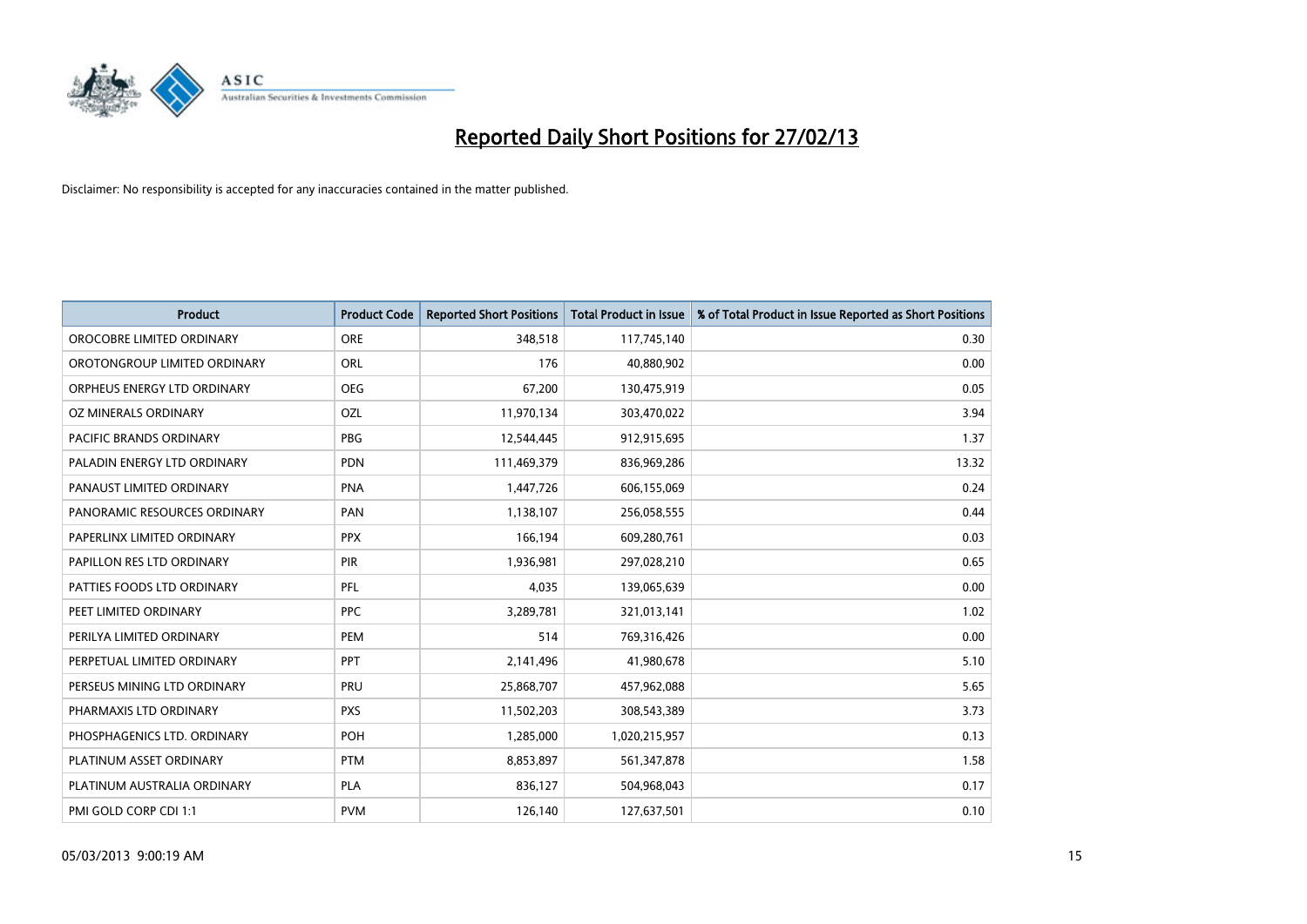# Reported Daily Short Positions for 27/02/13

Disclaimer: No responsibility is accepted for any inaccuracies contained in the matter published.

| Product | Product Code | Reported Short Positions | Total Product in Issue | % of Total Product in Issue Reported as Short Positions |
|---|---|---|---|---|
| OROCOBRE LIMITED ORDINARY | ORE | 348,518 | 117,745,140 | 0.30 |
| OROTONGROUP LIMITED ORDINARY | ORL | 176 | 40,880,902 | 0.00 |
| ORPHEUS ENERGY LTD ORDINARY | OEG | 67,200 | 130,475,919 | 0.05 |
| OZ MINERALS ORDINARY | OZL | 11,970,134 | 303,470,022 | 3.94 |
| PACIFIC BRANDS ORDINARY | PBG | 12,544,445 | 912,915,695 | 1.37 |
| PALADIN ENERGY LTD ORDINARY | PDN | 111,469,379 | 836,969,286 | 13.32 |
| PANAUST LIMITED ORDINARY | PNA | 1,447,726 | 606,155,069 | 0.24 |
| PANORAMIC RESOURCES ORDINARY | PAN | 1,138,107 | 256,058,555 | 0.44 |
| PAPERLINX LIMITED ORDINARY | PPX | 166,194 | 609,280,761 | 0.03 |
| PAPILLON RES LTD ORDINARY | PIR | 1,936,981 | 297,028,210 | 0.65 |
| PATTIES FOODS LTD ORDINARY | PFL | 4,035 | 139,065,639 | 0.00 |
| PEET LIMITED ORDINARY | PPC | 3,289,781 | 321,013,141 | 1.02 |
| PERILYA LIMITED ORDINARY | PEM | 514 | 769,316,426 | 0.00 |
| PERPETUAL LIMITED ORDINARY | PPT | 2,141,496 | 41,980,678 | 5.10 |
| PERSEUS MINING LTD ORDINARY | PRU | 25,868,707 | 457,962,088 | 5.65 |
| PHARMAXIS LTD ORDINARY | PXS | 11,502,203 | 308,543,389 | 3.73 |
| PHOSPHAGENICS LTD. ORDINARY | POH | 1,285,000 | 1,020,215,957 | 0.13 |
| PLATINUM ASSET ORDINARY | PTM | 8,853,897 | 561,347,878 | 1.58 |
| PLATINUM AUSTRALIA ORDINARY | PLA | 836,127 | 504,968,043 | 0.17 |
| PMI GOLD CORP CDI 1:1 | PVM | 126,140 | 127,637,501 | 0.10 |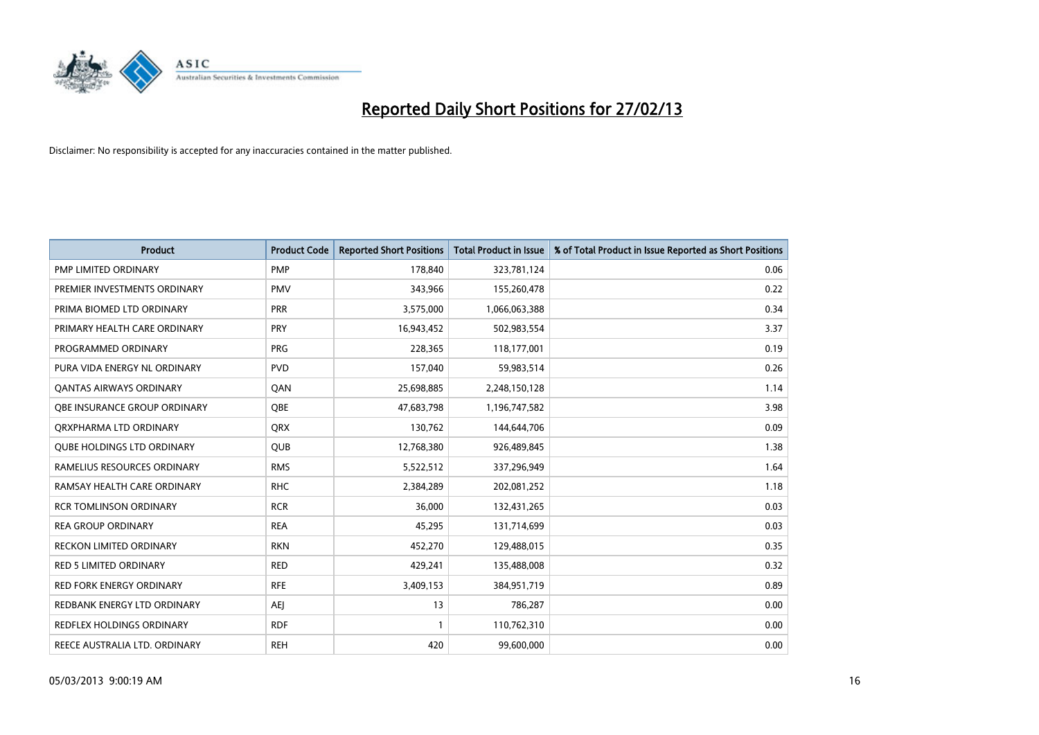# Reported Daily Short Positions for 27/02/13

Disclaimer: No responsibility is accepted for any inaccuracies contained in the matter published.

| Product | Product Code | Reported Short Positions | Total Product in Issue | % of Total Product in Issue Reported as Short Positions |
|---|---|---|---|---|
| PMP LIMITED ORDINARY | PMP | 178,840 | 323,781,124 | 0.06 |
| PREMIER INVESTMENTS ORDINARY | PMV | 343,966 | 155,260,478 | 0.22 |
| PRIMA BIOMED LTD ORDINARY | PRR | 3,575,000 | 1,066,063,388 | 0.34 |
| PRIMARY HEALTH CARE ORDINARY | PRY | 16,943,452 | 502,983,554 | 3.37 |
| PROGRAMMED ORDINARY | PRG | 228,365 | 118,177,001 | 0.19 |
| PURA VIDA ENERGY NL ORDINARY | PVD | 157,040 | 59,983,514 | 0.26 |
| QANTAS AIRWAYS ORDINARY | QAN | 25,698,885 | 2,248,150,128 | 1.14 |
| QBE INSURANCE GROUP ORDINARY | QBE | 47,683,798 | 1,196,747,582 | 3.98 |
| QRXPHARMA LTD ORDINARY | QRX | 130,762 | 144,644,706 | 0.09 |
| QUBE HOLDINGS LTD ORDINARY | QUB | 12,768,380 | 926,489,845 | 1.38 |
| RAMELIUS RESOURCES ORDINARY | RMS | 5,522,512 | 337,296,949 | 1.64 |
| RAMSAY HEALTH CARE ORDINARY | RHC | 2,384,289 | 202,081,252 | 1.18 |
| RCR TOMLINSON ORDINARY | RCR | 36,000 | 132,431,265 | 0.03 |
| REA GROUP ORDINARY | REA | 45,295 | 131,714,699 | 0.03 |
| RECKON LIMITED ORDINARY | RKN | 452,270 | 129,488,015 | 0.35 |
| RED 5 LIMITED ORDINARY | RED | 429,241 | 135,488,008 | 0.32 |
| RED FORK ENERGY ORDINARY | RFE | 3,409,153 | 384,951,719 | 0.89 |
| REDBANK ENERGY LTD ORDINARY | AEJ | 13 | 786,287 | 0.00 |
| REDFLEX HOLDINGS ORDINARY | RDF | 1 | 110,762,310 | 0.00 |
| REECE AUSTRALIA LTD. ORDINARY | REH | 420 | 99,600,000 | 0.00 |

05/03/2013 9:00:19 AM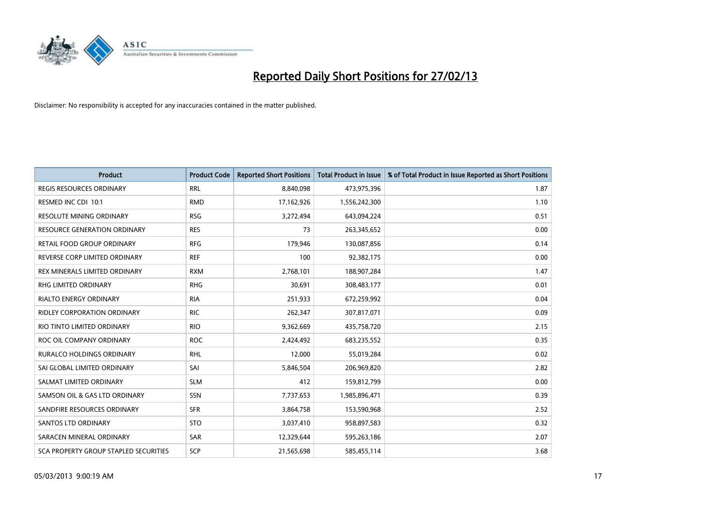# Reported Daily Short Positions for 27/02/13

Disclaimer: No responsibility is accepted for any inaccuracies contained in the matter published.

| Product | Product Code | Reported Short Positions | Total Product in Issue | % of Total Product in Issue Reported as Short Positions |
|---|---|---|---|---|
| REGIS RESOURCES ORDINARY | RRL | 8,840,098 | 473,975,396 | 1.87 |
| RESMED INC CDI 10:1 | RMD | 17,162,926 | 1,556,242,300 | 1.10 |
| RESOLUTE MINING ORDINARY | RSG | 3,272,494 | 643,094,224 | 0.51 |
| RESOURCE GENERATION ORDINARY | RES | 73 | 263,345,652 | 0.00 |
| RETAIL FOOD GROUP ORDINARY | RFG | 179,946 | 130,087,856 | 0.14 |
| REVERSE CORP LIMITED ORDINARY | REF | 100 | 92,382,175 | 0.00 |
| REX MINERALS LIMITED ORDINARY | RXM | 2,768,101 | 188,907,284 | 1.47 |
| RHG LIMITED ORDINARY | RHG | 30,691 | 308,483,177 | 0.01 |
| RIALTO ENERGY ORDINARY | RIA | 251,933 | 672,259,992 | 0.04 |
| RIDLEY CORPORATION ORDINARY | RIC | 262,347 | 307,817,071 | 0.09 |
| RIO TINTO LIMITED ORDINARY | RIO | 9,362,669 | 435,758,720 | 2.15 |
| ROC OIL COMPANY ORDINARY | ROC | 2,424,492 | 683,235,552 | 0.35 |
| RURALCO HOLDINGS ORDINARY | RHL | 12,000 | 55,019,284 | 0.02 |
| SAI GLOBAL LIMITED ORDINARY | SAI | 5,846,504 | 206,969,820 | 2.82 |
| SALMAT LIMITED ORDINARY | SLM | 412 | 159,812,799 | 0.00 |
| SAMSON OIL & GAS LTD ORDINARY | SSN | 7,737,653 | 1,985,896,471 | 0.39 |
| SANDFIRE RESOURCES ORDINARY | SFR | 3,864,758 | 153,590,968 | 2.52 |
| SANTOS LTD ORDINARY | STO | 3,037,410 | 958,897,583 | 0.32 |
| SARACEN MINERAL ORDINARY | SAR | 12,329,644 | 595,263,186 | 2.07 |
| SCA PROPERTY GROUP STAPLED SECURITIES | SCP | 21,565,698 | 585,455,114 | 3.68 |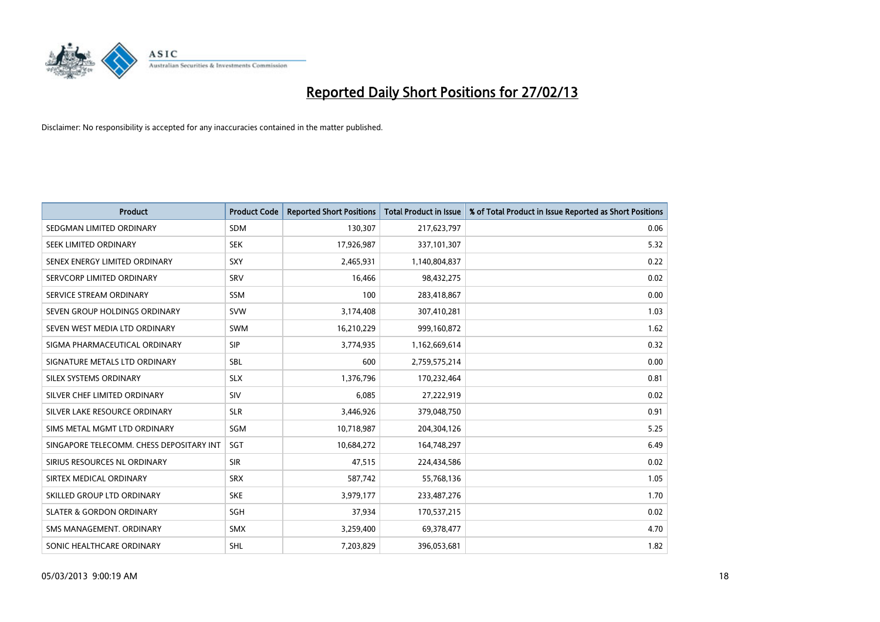# Reported Daily Short Positions for 27/02/13

Disclaimer: No responsibility is accepted for any inaccuracies contained in the matter published.

| Product | Product Code | Reported Short Positions | Total Product in Issue | % of Total Product in Issue Reported as Short Positions |
|---|---|---|---|---|
| SEDGMAN LIMITED ORDINARY | SDM | 130,307 | 217,623,797 | 0.06 |
| SEEK LIMITED ORDINARY | SEK | 17,926,987 | 337,101,307 | 5.32 |
| SENEX ENERGY LIMITED ORDINARY | SXY | 2,465,931 | 1,140,804,837 | 0.22 |
| SERVCORP LIMITED ORDINARY | SRV | 16,466 | 98,432,275 | 0.02 |
| SERVICE STREAM ORDINARY | SSM | 100 | 283,418,867 | 0.00 |
| SEVEN GROUP HOLDINGS ORDINARY | SVW | 3,174,408 | 307,410,281 | 1.03 |
| SEVEN WEST MEDIA LTD ORDINARY | SWM | 16,210,229 | 999,160,872 | 1.62 |
| SIGMA PHARMACEUTICAL ORDINARY | SIP | 3,774,935 | 1,162,669,614 | 0.32 |
| SIGNATURE METALS LTD ORDINARY | SBL | 600 | 2,759,575,214 | 0.00 |
| SILEX SYSTEMS ORDINARY | SLX | 1,376,796 | 170,232,464 | 0.81 |
| SILVER CHEF LIMITED ORDINARY | SIV | 6,085 | 27,222,919 | 0.02 |
| SILVER LAKE RESOURCE ORDINARY | SLR | 3,446,926 | 379,048,750 | 0.91 |
| SIMS METAL MGMT LTD ORDINARY | SGM | 10,718,987 | 204,304,126 | 5.25 |
| SINGAPORE TELECOMM. CHESS DEPOSITARY INT | SGT | 10,684,272 | 164,748,297 | 6.49 |
| SIRIUS RESOURCES NL ORDINARY | SIR | 47,515 | 224,434,586 | 0.02 |
| SIRTEX MEDICAL ORDINARY | SRX | 587,742 | 55,768,136 | 1.05 |
| SKILLED GROUP LTD ORDINARY | SKE | 3,979,177 | 233,487,276 | 1.70 |
| SLATER & GORDON ORDINARY | SGH | 37,934 | 170,537,215 | 0.02 |
| SMS MANAGEMENT. ORDINARY | SMX | 3,259,400 | 69,378,477 | 4.70 |
| SONIC HEALTHCARE ORDINARY | SHL | 7,203,829 | 396,053,681 | 1.82 |

05/03/2013 9:00:19 AM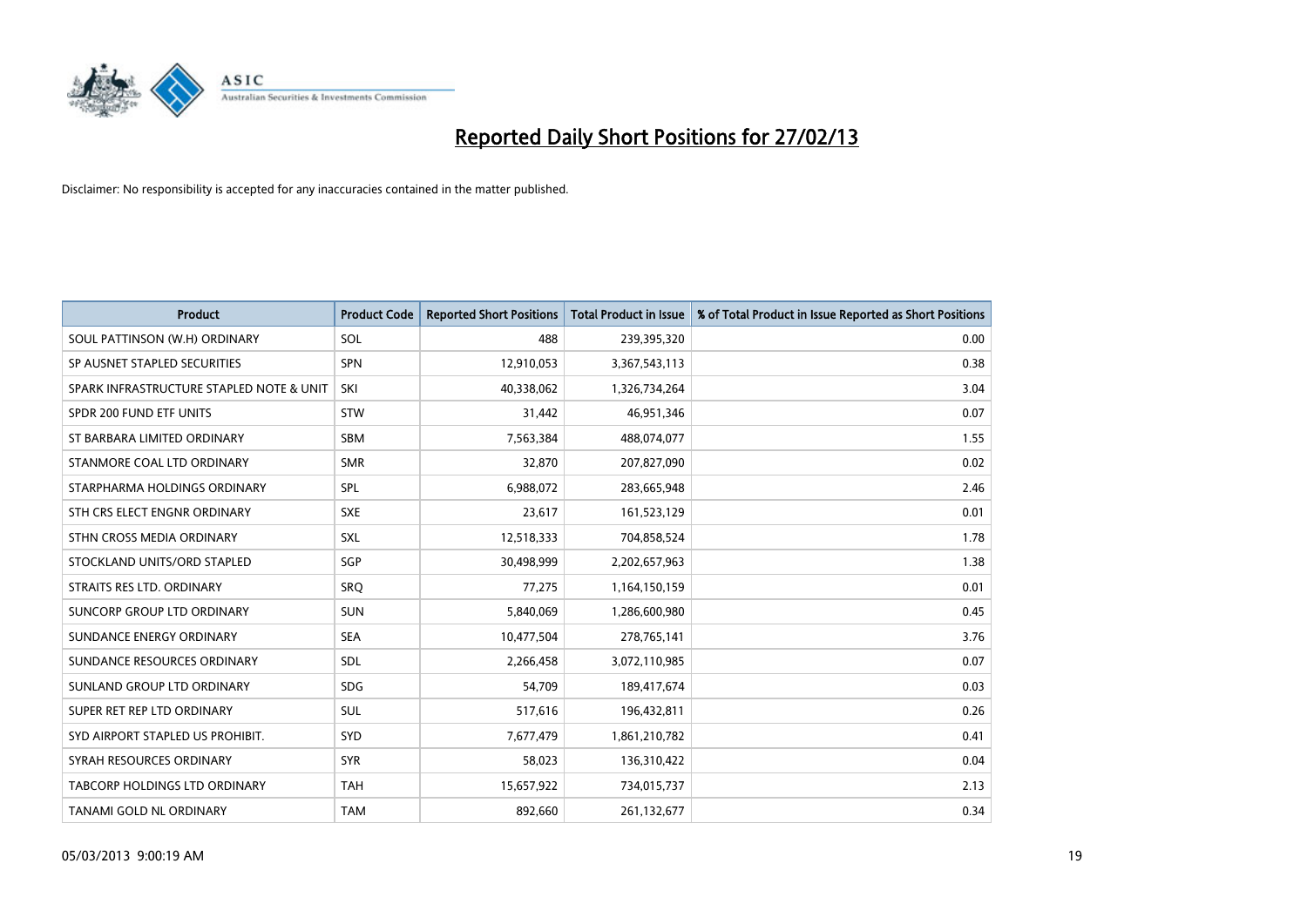# Reported Daily Short Positions for 27/02/13

Disclaimer: No responsibility is accepted for any inaccuracies contained in the matter published.

| Product | Product Code | Reported Short Positions | Total Product in Issue | % of Total Product in Issue Reported as Short Positions |
|---|---|---|---|---|
| SOUL PATTINSON (W.H) ORDINARY | SOL | 488 | 239,395,320 | 0.00 |
| SP AUSNET STAPLED SECURITIES | SPN | 12,910,053 | 3,367,543,113 | 0.38 |
| SPARK INFRASTRUCTURE STAPLED NOTE & UNIT | SKI | 40,338,062 | 1,326,734,264 | 3.04 |
| SPDR 200 FUND ETF UNITS | STW | 31,442 | 46,951,346 | 0.07 |
| ST BARBARA LIMITED ORDINARY | SBM | 7,563,384 | 488,074,077 | 1.55 |
| STANMORE COAL LTD ORDINARY | SMR | 32,870 | 207,827,090 | 0.02 |
| STARPHARMA HOLDINGS ORDINARY | SPL | 6,988,072 | 283,665,948 | 2.46 |
| STH CRS ELECT ENGNR ORDINARY | SXE | 23,617 | 161,523,129 | 0.01 |
| STHN CROSS MEDIA ORDINARY | SXL | 12,518,333 | 704,858,524 | 1.78 |
| STOCKLAND UNITS/ORD STAPLED | SGP | 30,498,999 | 2,202,657,963 | 1.38 |
| STRAITS RES LTD. ORDINARY | SRQ | 77,275 | 1,164,150,159 | 0.01 |
| SUNCORP GROUP LTD ORDINARY | SUN | 5,840,069 | 1,286,600,980 | 0.45 |
| SUNDANCE ENERGY ORDINARY | SEA | 10,477,504 | 278,765,141 | 3.76 |
| SUNDANCE RESOURCES ORDINARY | SDL | 2,266,458 | 3,072,110,985 | 0.07 |
| SUNLAND GROUP LTD ORDINARY | SDG | 54,709 | 189,417,674 | 0.03 |
| SUPER RET REP LTD ORDINARY | SUL | 517,616 | 196,432,811 | 0.26 |
| SYD AIRPORT STAPLED US PROHIBIT. | SYD | 7,677,479 | 1,861,210,782 | 0.41 |
| SYRAH RESOURCES ORDINARY | SYR | 58,023 | 136,310,422 | 0.04 |
| TABCORP HOLDINGS LTD ORDINARY | TAH | 15,657,922 | 734,015,737 | 2.13 |
| TANAMI GOLD NL ORDINARY | TAM | 892,660 | 261,132,677 | 0.34 |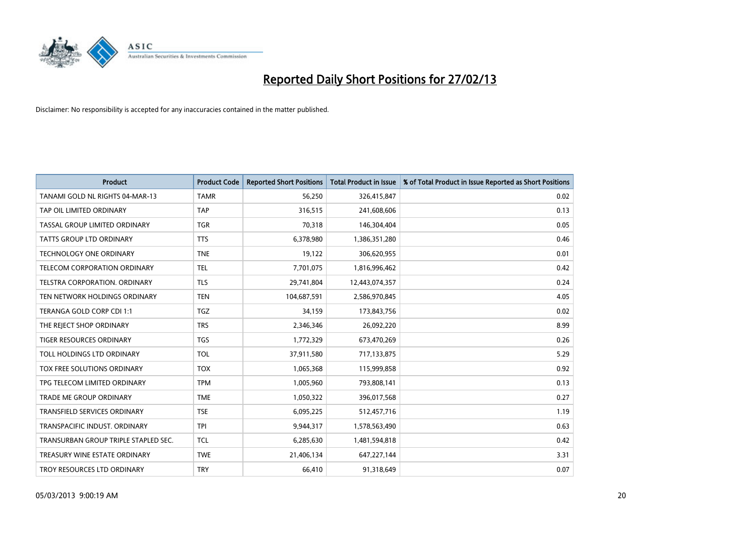# Reported Daily Short Positions for 27/02/13

Disclaimer: No responsibility is accepted for any inaccuracies contained in the matter published.

| Product | Product Code | Reported Short Positions | Total Product in Issue | % of Total Product in Issue Reported as Short Positions |
|---|---|---|---|---|
| TANAMI GOLD NL RIGHTS 04-MAR-13 | TAMR | 56,250 | 326,415,847 | 0.02 |
| TAP OIL LIMITED ORDINARY | TAP | 316,515 | 241,608,606 | 0.13 |
| TASSAL GROUP LIMITED ORDINARY | TGR | 70,318 | 146,304,404 | 0.05 |
| TATTS GROUP LTD ORDINARY | TTS | 6,378,980 | 1,386,351,280 | 0.46 |
| TECHNOLOGY ONE ORDINARY | TNE | 19,122 | 306,620,955 | 0.01 |
| TELECOM CORPORATION ORDINARY | TEL | 7,701,075 | 1,816,996,462 | 0.42 |
| TELSTRA CORPORATION. ORDINARY | TLS | 29,741,804 | 12,443,074,357 | 0.24 |
| TEN NETWORK HOLDINGS ORDINARY | TEN | 104,687,591 | 2,586,970,845 | 4.05 |
| TERANGA GOLD CORP CDI 1:1 | TGZ | 34,159 | 173,843,756 | 0.02 |
| THE REJECT SHOP ORDINARY | TRS | 2,346,346 | 26,092,220 | 8.99 |
| TIGER RESOURCES ORDINARY | TGS | 1,772,329 | 673,470,269 | 0.26 |
| TOLL HOLDINGS LTD ORDINARY | TOL | 37,911,580 | 717,133,875 | 5.29 |
| TOX FREE SOLUTIONS ORDINARY | TOX | 1,065,368 | 115,999,858 | 0.92 |
| TPG TELECOM LIMITED ORDINARY | TPM | 1,005,960 | 793,808,141 | 0.13 |
| TRADE ME GROUP ORDINARY | TME | 1,050,322 | 396,017,568 | 0.27 |
| TRANSFIELD SERVICES ORDINARY | TSE | 6,095,225 | 512,457,716 | 1.19 |
| TRANSPACIFIC INDUST. ORDINARY | TPI | 9,944,317 | 1,578,563,490 | 0.63 |
| TRANSURBAN GROUP TRIPLE STAPLED SEC. | TCL | 6,285,630 | 1,481,594,818 | 0.42 |
| TREASURY WINE ESTATE ORDINARY | TWE | 21,406,134 | 647,227,144 | 3.31 |
| TROY RESOURCES LTD ORDINARY | TRY | 66,410 | 91,318,649 | 0.07 |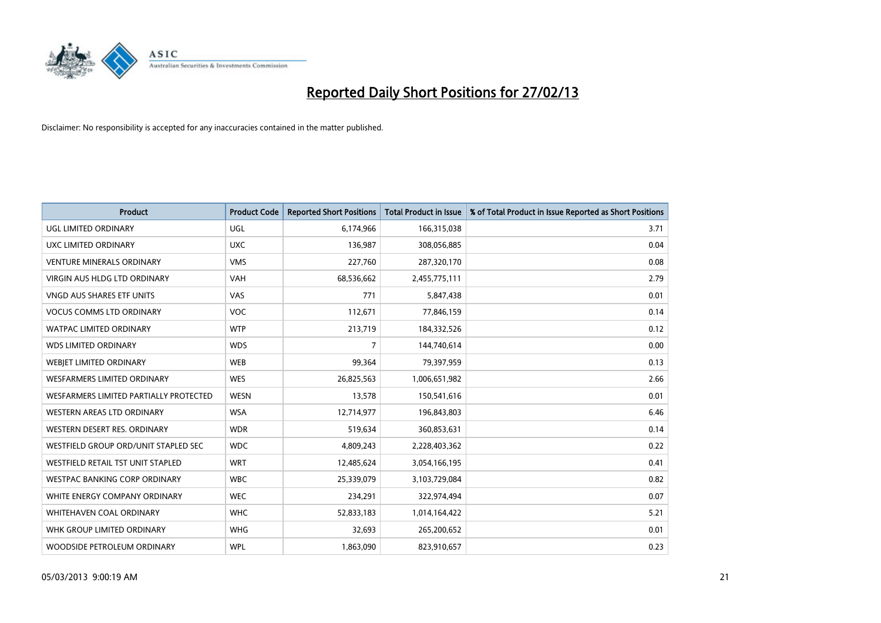# Reported Daily Short Positions for 27/02/13

Disclaimer: No responsibility is accepted for any inaccuracies contained in the matter published.

| Product | Product Code | Reported Short Positions | Total Product in Issue | % of Total Product in Issue Reported as Short Positions |
|---|---|---|---|---|
| UGL LIMITED ORDINARY | UGL | 6,174,966 | 166,315,038 | 3.71 |
| UXC LIMITED ORDINARY | UXC | 136,987 | 308,056,885 | 0.04 |
| VENTURE MINERALS ORDINARY | VMS | 227,760 | 287,320,170 | 0.08 |
| VIRGIN AUS HLDG LTD ORDINARY | VAH | 68,536,662 | 2,455,775,111 | 2.79 |
| VNGD AUS SHARES ETF UNITS | VAS | 771 | 5,847,438 | 0.01 |
| VOCUS COMMS LTD ORDINARY | VOC | 112,671 | 77,846,159 | 0.14 |
| WATPAC LIMITED ORDINARY | WTP | 213,719 | 184,332,526 | 0.12 |
| WDS LIMITED ORDINARY | WDS | 7 | 144,740,614 | 0.00 |
| WEBJET LIMITED ORDINARY | WEB | 99,364 | 79,397,959 | 0.13 |
| WESFARMERS LIMITED ORDINARY | WES | 26,825,563 | 1,006,651,982 | 2.66 |
| WESFARMERS LIMITED PARTIALLY PROTECTED | WESN | 13,578 | 150,541,616 | 0.01 |
| WESTERN AREAS LTD ORDINARY | WSA | 12,714,977 | 196,843,803 | 6.46 |
| WESTERN DESERT RES. ORDINARY | WDR | 519,634 | 360,853,631 | 0.14 |
| WESTFIELD GROUP ORD/UNIT STAPLED SEC | WDC | 4,809,243 | 2,228,403,362 | 0.22 |
| WESTFIELD RETAIL TST UNIT STAPLED | WRT | 12,485,624 | 3,054,166,195 | 0.41 |
| WESTPAC BANKING CORP ORDINARY | WBC | 25,339,079 | 3,103,729,084 | 0.82 |
| WHITE ENERGY COMPANY ORDINARY | WEC | 234,291 | 322,974,494 | 0.07 |
| WHITEHAVEN COAL ORDINARY | WHC | 52,833,183 | 1,014,164,422 | 5.21 |
| WHK GROUP LIMITED ORDINARY | WHG | 32,693 | 265,200,652 | 0.01 |
| WOODSIDE PETROLEUM ORDINARY | WPL | 1,863,090 | 823,910,657 | 0.23 |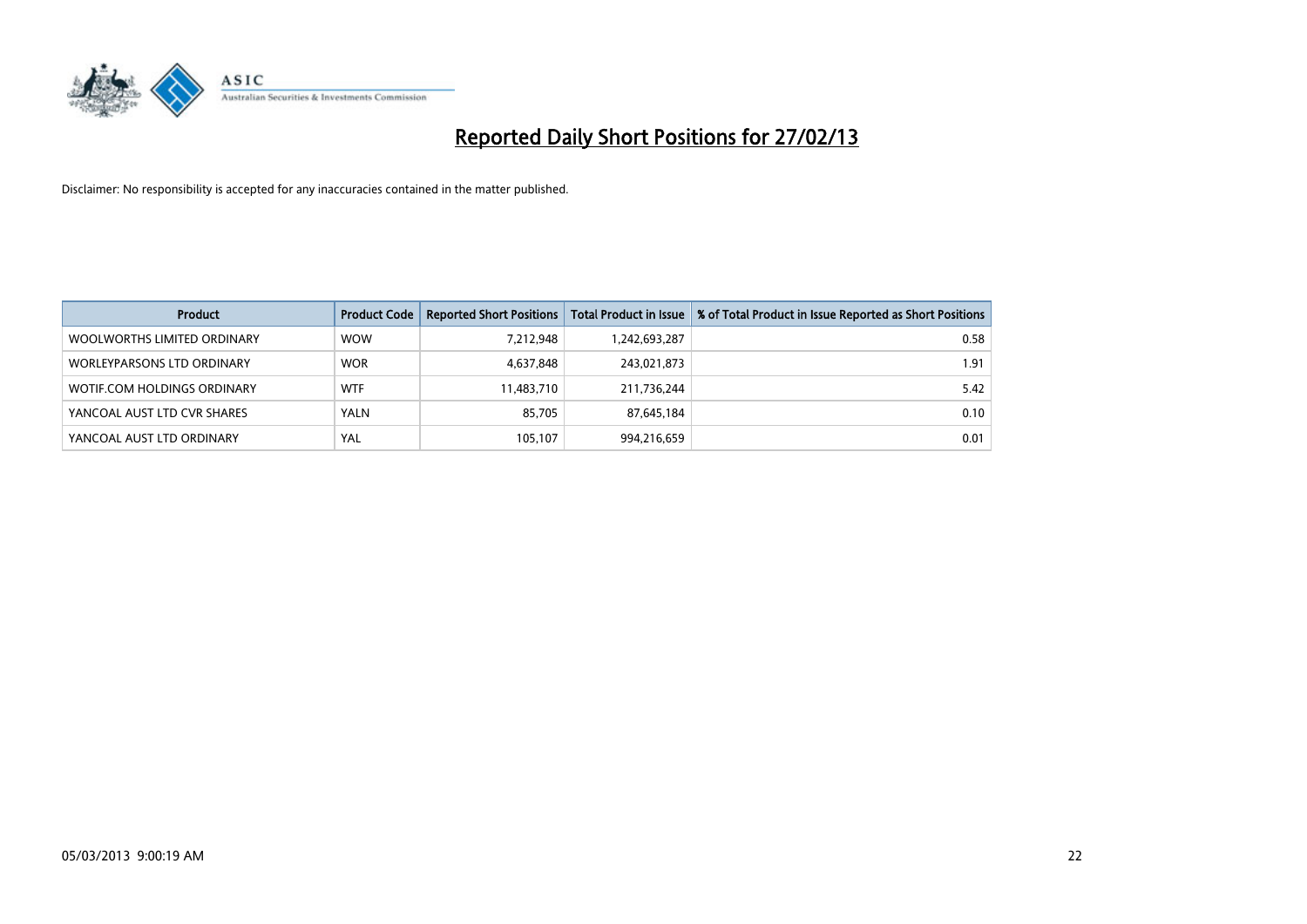# Reported Daily Short Positions for 27/02/13

Disclaimer: No responsibility is accepted for any inaccuracies contained in the matter published.

| Product | Product Code | Reported Short Positions | Total Product in Issue | % of Total Product in Issue Reported as Short Positions |
|---|---|---|---|---|
| WOOLWORTHS LIMITED ORDINARY | WOW | 7,212,948 | 1,242,693,287 | 0.58 |
| WORLEYPARSONS LTD ORDINARY | WOR | 4,637,848 | 243,021,873 | 1.91 |
| WOTIF.COM HOLDINGS ORDINARY | WTF | 11,483,710 | 211,736,244 | 5.42 |
| YANCOAL AUST LTD CVR SHARES | YALN | 85,705 | 87,645,184 | 0.10 |
| YANCOAL AUST LTD ORDINARY | YAL | 105,107 | 994,216,659 | 0.01 |